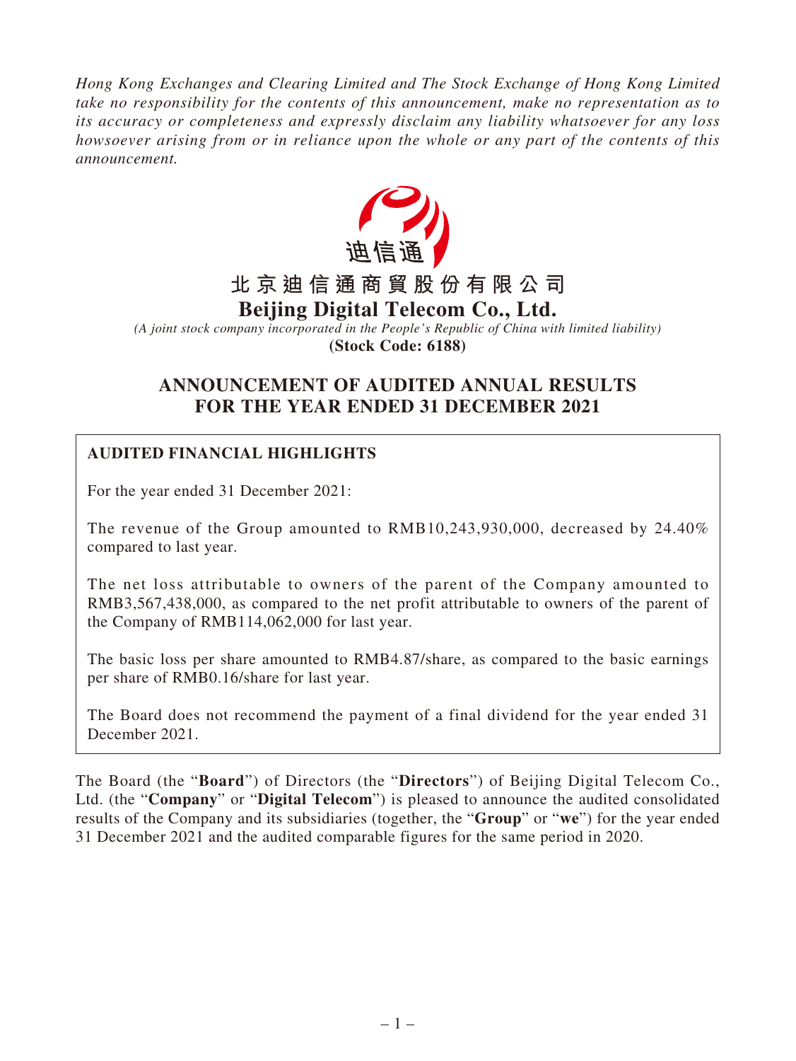*Hong Kong Exchanges and Clearing Limited and The Stock Exchange of Hong Kong Limited take no responsibility for the contents of this announcement, make no representation as to its accuracy or completeness and expressly disclaim any liability whatsoever for any loss howsoever arising from or in reliance upon the whole or any part of the contents of this announcement.*

迪信通

# 北京迪信通商貿股份有限公司
# Beijing Digital Telecom Co., Ltd.

*(A joint stock company incorporated in the People's Republic of China with limited liability)*

**(Stock Code: 6188)**

## ANNOUNCEMENT OF AUDITED ANNUAL RESULTS FOR THE YEAR ENDED 31 DECEMBER 2021

### AUDITED FINANCIAL HIGHLIGHTS

For the year ended 31 December 2021:

The revenue of the Group amounted to RMB10,243,930,000, decreased by 24.40% compared to last year.

The net loss attributable to owners of the parent of the Company amounted to RMB3,567,438,000, as compared to the net profit attributable to owners of the parent of the Company of RMB114,062,000 for last year.

The basic loss per share amounted to RMB4.87/share, as compared to the basic earnings per share of RMB0.16/share for last year.

The Board does not recommend the payment of a final dividend for the year ended 31 December 2021.

The Board (the "**Board**") of Directors (the "**Directors**") of Beijing Digital Telecom Co., Ltd. (the "**Company**" or "**Digital Telecom**") is pleased to announce the audited consolidated results of the Company and its subsidiaries (together, the "**Group**" or "**we**") for the year ended 31 December 2021 and the audited comparable figures for the same period in 2020.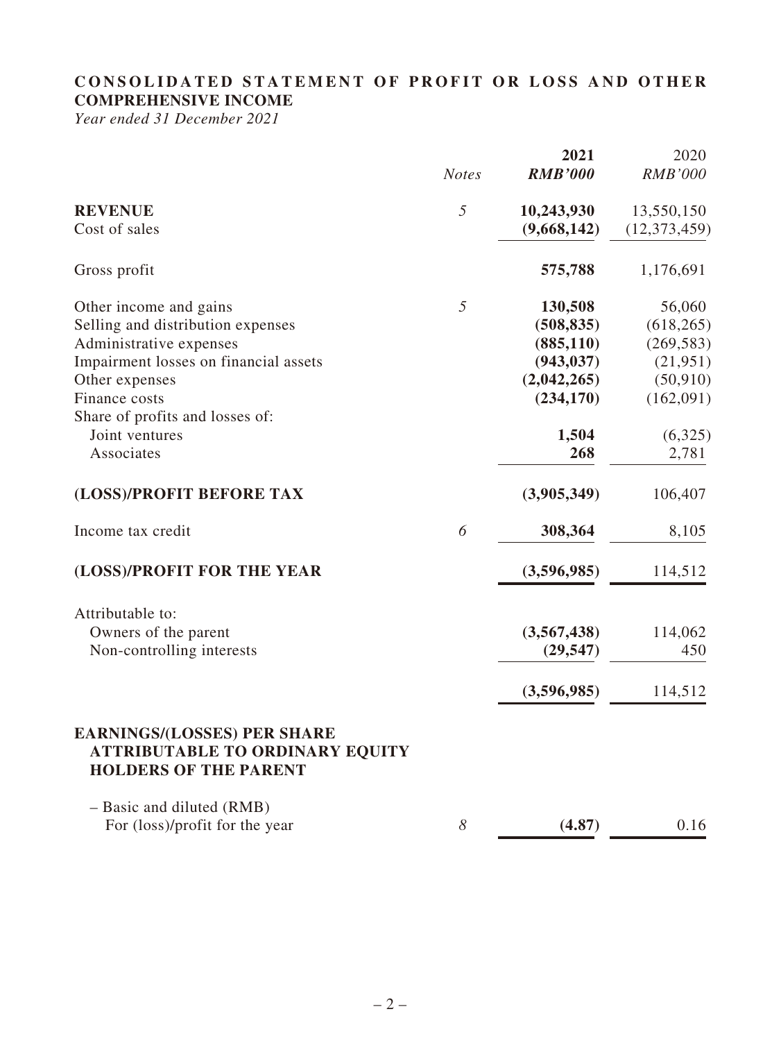## CONSOLIDATED STATEMENT OF PROFIT OR LOSS AND OTHER COMPREHENSIVE INCOME

*Year ended 31 December 2021*

| | *Notes* | **2021** ***RMB'000*** | 2020 *RMB'000* |
|---|---|---|---|
| **REVENUE** | *5* | **10,243,930** | 13,550,150 |
| Cost of sales | | **(9,668,142)** | (12,373,459) |
| Gross profit | | **575,788** | 1,176,691 |
| Other income and gains | *5* | **130,508** | 56,060 |
| Selling and distribution expenses | | **(508,835)** | (618,265) |
| Administrative expenses | | **(885,110)** | (269,583) |
| Impairment losses on financial assets | | **(943,037)** | (21,951) |
| Other expenses | | **(2,042,265)** | (50,910) |
| Finance costs | | **(234,170)** | (162,091) |
| Share of profits and losses of: | | | |
| Joint ventures | | **1,504** | (6,325) |
| Associates | | **268** | 2,781 |
| **(LOSS)/PROFIT BEFORE TAX** | | **(3,905,349)** | 106,407 |
| Income tax credit | *6* | **308,364** | 8,105 |
| **(LOSS)/PROFIT FOR THE YEAR** | | **(3,596,985)** | 114,512 |
| Attributable to: | | | |
| Owners of the parent | | **(3,567,438)** | 114,062 |
| Non-controlling interests | | **(29,547)** | 450 |
| | | **(3,596,985)** | 114,512 |
| **EARNINGS/(LOSSES) PER SHARE ATTRIBUTABLE TO ORDINARY EQUITY HOLDERS OF THE PARENT** | | | |
| – Basic and diluted (RMB) For (loss)/profit for the year | *8* | **(4.87)** | 0.16 |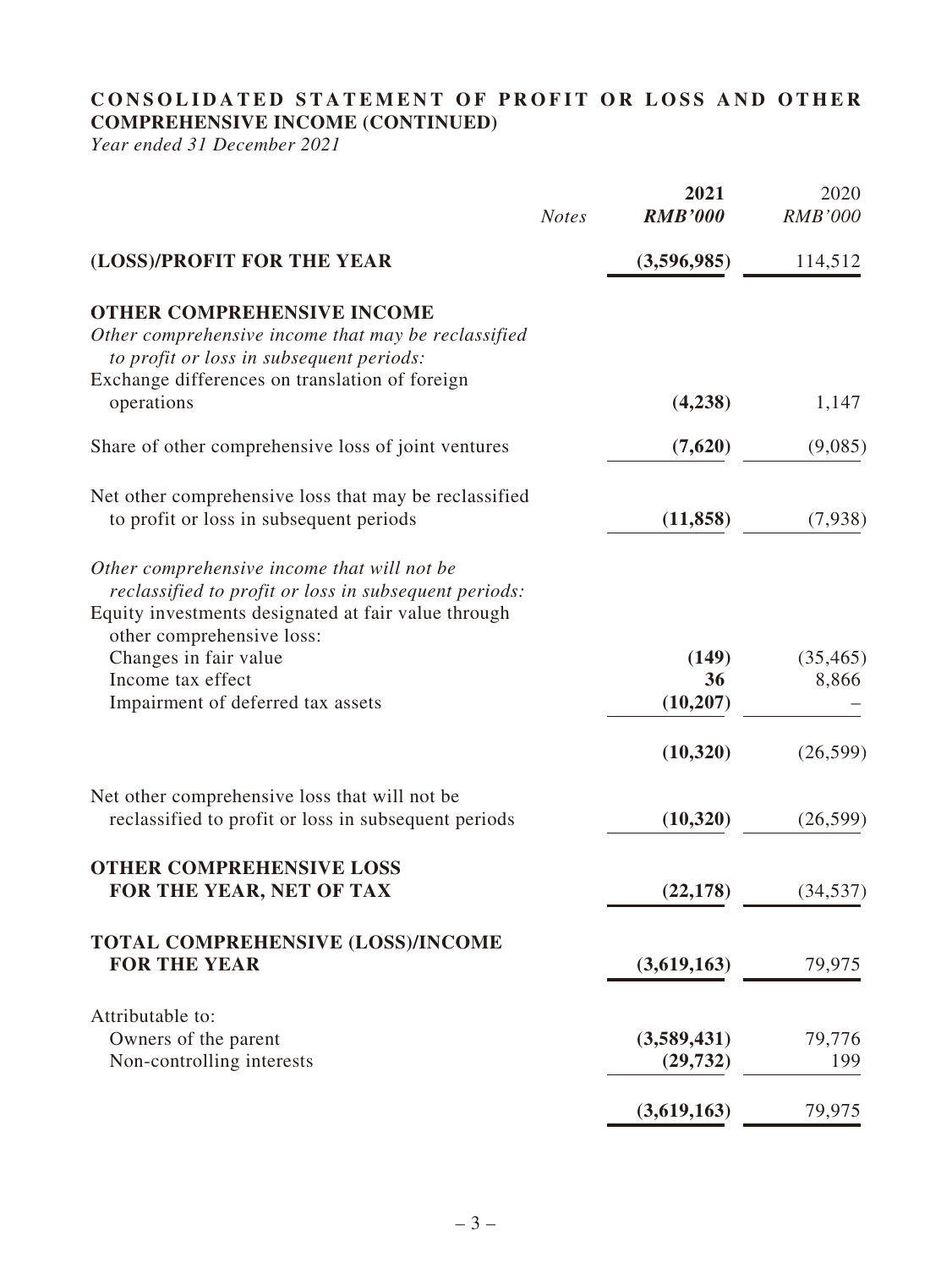## CONSOLIDATED STATEMENT OF PROFIT OR LOSS AND OTHER COMPREHENSIVE INCOME (CONTINUED)

*Year ended 31 December 2021*

| | *Notes* | **2021** ***RMB'000*** | 2020 *RMB'000* |
|---|---|---|---|
| **(LOSS)/PROFIT FOR THE YEAR** | | **(3,596,985)** | 114,512 |
| **OTHER COMPREHENSIVE INCOME** | | | |
| *Other comprehensive income that may be reclassified to profit or loss in subsequent periods:* | | | |
| Exchange differences on translation of foreign operations | | **(4,238)** | 1,147 |
| Share of other comprehensive loss of joint ventures | | **(7,620)** | (9,085) |
| Net other comprehensive loss that may be reclassified to profit or loss in subsequent periods | | **(11,858)** | (7,938) |
| *Other comprehensive income that will not be reclassified to profit or loss in subsequent periods:* | | | |
| Equity investments designated at fair value through other comprehensive loss: | | | |
| Changes in fair value | | **(149)** | (35,465) |
| Income tax effect | | **36** | 8,866 |
| Impairment of deferred tax assets | | **(10,207)** | – |
| | | **(10,320)** | (26,599) |
| Net other comprehensive loss that will not be reclassified to profit or loss in subsequent periods | | **(10,320)** | (26,599) |
| **OTHER COMPREHENSIVE LOSS FOR THE YEAR, NET OF TAX** | | **(22,178)** | (34,537) |
| **TOTAL COMPREHENSIVE (LOSS)/INCOME FOR THE YEAR** | | **(3,619,163)** | 79,975 |
| Attributable to: | | | |
| Owners of the parent | | **(3,589,431)** | 79,776 |
| Non-controlling interests | | **(29,732)** | 199 |
| | | **(3,619,163)** | 79,975 |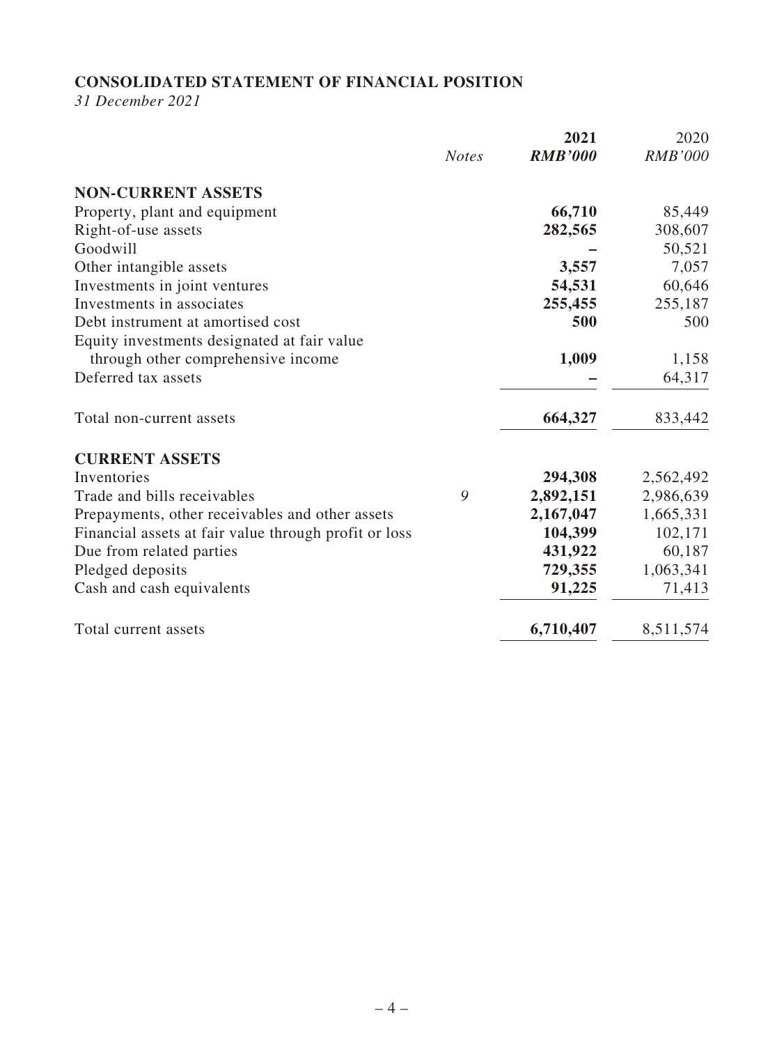## CONSOLIDATED STATEMENT OF FINANCIAL POSITION

*31 December 2021*

| | *Notes* | **2021** | 2020 |
|---|---|---|---|
| | | ***RMB'000*** | *RMB'000* |
| **NON-CURRENT ASSETS** | | | |
| Property, plant and equipment | | **66,710** | 85,449 |
| Right-of-use assets | | **282,565** | 308,607 |
| Goodwill | | **–** | 50,521 |
| Other intangible assets | | **3,557** | 7,057 |
| Investments in joint ventures | | **54,531** | 60,646 |
| Investments in associates | | **255,455** | 255,187 |
| Debt instrument at amortised cost | | **500** | 500 |
| Equity investments designated at fair value through other comprehensive income | | **1,009** | 1,158 |
| Deferred tax assets | | **–** | 64,317 |
| Total non-current assets | | **664,327** | 833,442 |
| **CURRENT ASSETS** | | | |
| Inventories | | **294,308** | 2,562,492 |
| Trade and bills receivables | *9* | **2,892,151** | 2,986,639 |
| Prepayments, other receivables and other assets | | **2,167,047** | 1,665,331 |
| Financial assets at fair value through profit or loss | | **104,399** | 102,171 |
| Due from related parties | | **431,922** | 60,187 |
| Pledged deposits | | **729,355** | 1,063,341 |
| Cash and cash equivalents | | **91,225** | 71,413 |
| Total current assets | | **6,710,407** | 8,511,574 |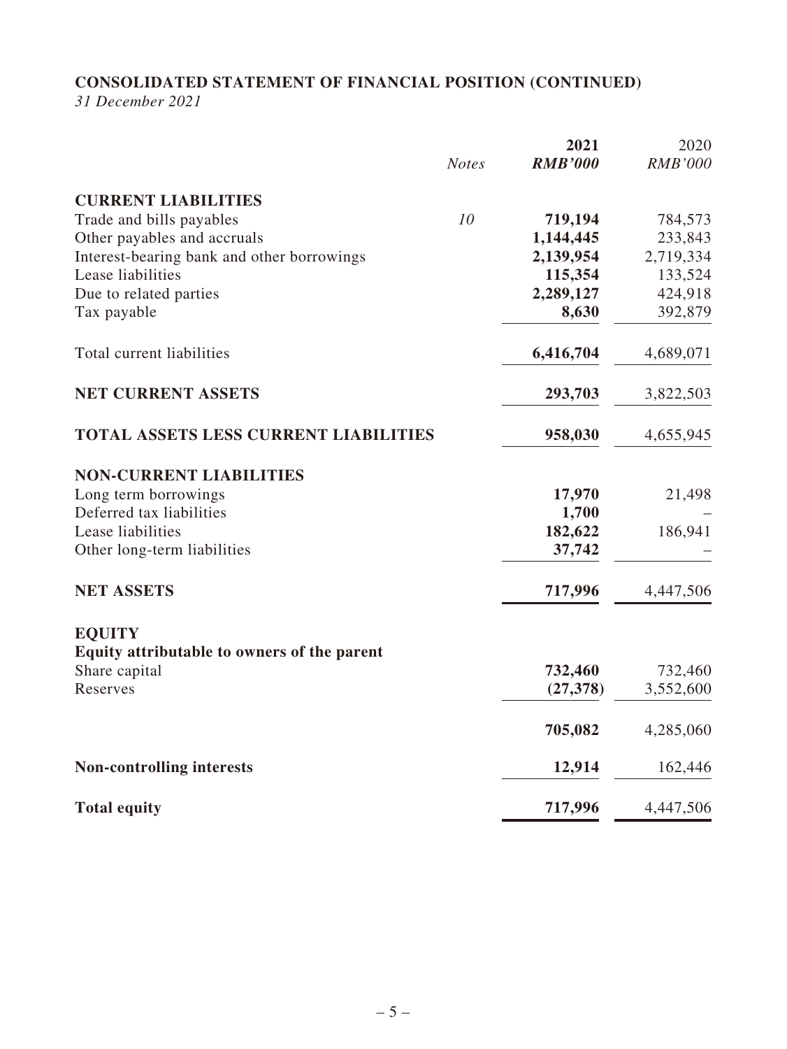## CONSOLIDATED STATEMENT OF FINANCIAL POSITION (CONTINUED)

*31 December 2021*

| | *Notes* | **2021** | 2020 |
|---|---|---|---|
| | | ***RMB'000*** | *RMB'000* |
| **CURRENT LIABILITIES** | | | |
| Trade and bills payables | *10* | **719,194** | 784,573 |
| Other payables and accruals | | **1,144,445** | 233,843 |
| Interest-bearing bank and other borrowings | | **2,139,954** | 2,719,334 |
| Lease liabilities | | **115,354** | 133,524 |
| Due to related parties | | **2,289,127** | 424,918 |
| Tax payable | | **8,630** | 392,879 |
| Total current liabilities | | **6,416,704** | 4,689,071 |
| **NET CURRENT ASSETS** | | **293,703** | 3,822,503 |
| **TOTAL ASSETS LESS CURRENT LIABILITIES** | | **958,030** | 4,655,945 |
| **NON-CURRENT LIABILITIES** | | | |
| Long term borrowings | | **17,970** | 21,498 |
| Deferred tax liabilities | | **1,700** | – |
| Lease liabilities | | **182,622** | 186,941 |
| Other long-term liabilities | | **37,742** | – |
| **NET ASSETS** | | **717,996** | 4,447,506 |
| **EQUITY** | | | |
| **Equity attributable to owners of the parent** | | | |
| Share capital | | **732,460** | 732,460 |
| Reserves | | **(27,378)** | 3,552,600 |
| | | **705,082** | 4,285,060 |
| **Non-controlling interests** | | **12,914** | 162,446 |
| **Total equity** | | **717,996** | 4,447,506 |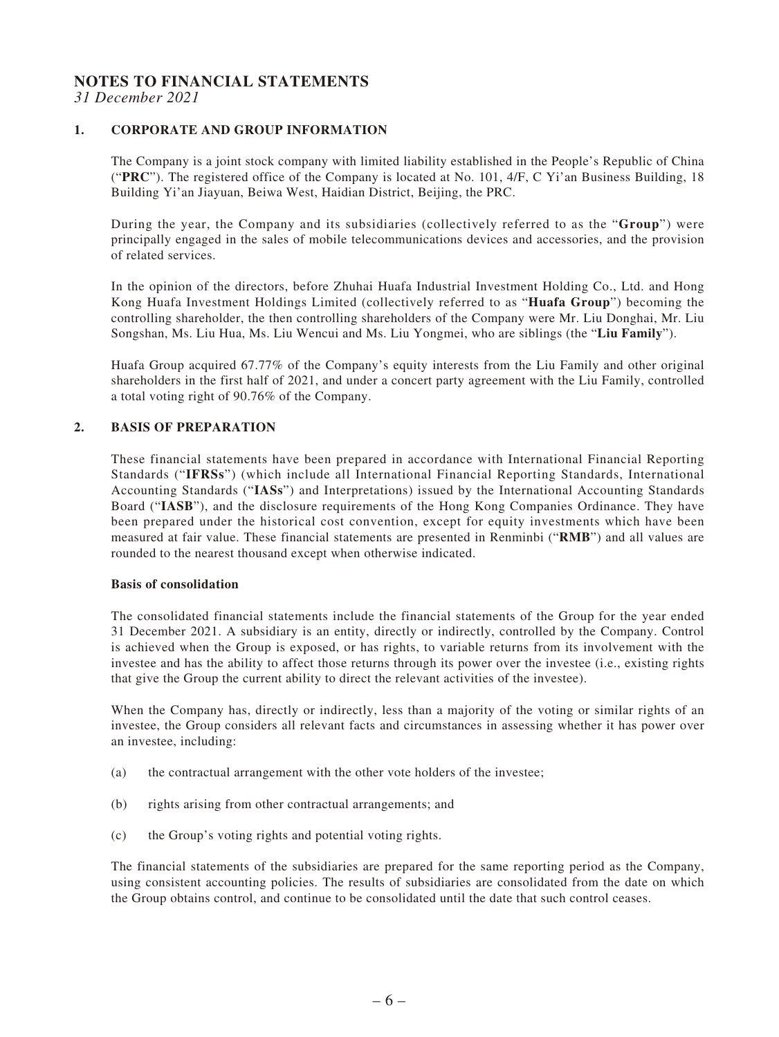# NOTES TO FINANCIAL STATEMENTS

*31 December 2021*

## 1. CORPORATE AND GROUP INFORMATION

The Company is a joint stock company with limited liability established in the People's Republic of China ("**PRC**"). The registered office of the Company is located at No. 101, 4/F, C Yi'an Business Building, 18 Building Yi'an Jiayuan, Beiwa West, Haidian District, Beijing, the PRC.

During the year, the Company and its subsidiaries (collectively referred to as the "**Group**") were principally engaged in the sales of mobile telecommunications devices and accessories, and the provision of related services.

In the opinion of the directors, before Zhuhai Huafa Industrial Investment Holding Co., Ltd. and Hong Kong Huafa Investment Holdings Limited (collectively referred to as "**Huafa Group**") becoming the controlling shareholder, the then controlling shareholders of the Company were Mr. Liu Donghai, Mr. Liu Songshan, Ms. Liu Hua, Ms. Liu Wencui and Ms. Liu Yongmei, who are siblings (the "**Liu Family**").

Huafa Group acquired 67.77% of the Company's equity interests from the Liu Family and other original shareholders in the first half of 2021, and under a concert party agreement with the Liu Family, controlled a total voting right of 90.76% of the Company.

## 2. BASIS OF PREPARATION

These financial statements have been prepared in accordance with International Financial Reporting Standards ("**IFRSs**") (which include all International Financial Reporting Standards, International Accounting Standards ("**IASs**") and Interpretations) issued by the International Accounting Standards Board ("**IASB**"), and the disclosure requirements of the Hong Kong Companies Ordinance. They have been prepared under the historical cost convention, except for equity investments which have been measured at fair value. These financial statements are presented in Renminbi ("**RMB**") and all values are rounded to the nearest thousand except when otherwise indicated.

### Basis of consolidation

The consolidated financial statements include the financial statements of the Group for the year ended 31 December 2021. A subsidiary is an entity, directly or indirectly, controlled by the Company. Control is achieved when the Group is exposed, or has rights, to variable returns from its involvement with the investee and has the ability to affect those returns through its power over the investee (i.e., existing rights that give the Group the current ability to direct the relevant activities of the investee).

When the Company has, directly or indirectly, less than a majority of the voting or similar rights of an investee, the Group considers all relevant facts and circumstances in assessing whether it has power over an investee, including:

(a) the contractual arrangement with the other vote holders of the investee;

(b) rights arising from other contractual arrangements; and

(c) the Group's voting rights and potential voting rights.

The financial statements of the subsidiaries are prepared for the same reporting period as the Company, using consistent accounting policies. The results of subsidiaries are consolidated from the date on which the Group obtains control, and continue to be consolidated until the date that such control ceases.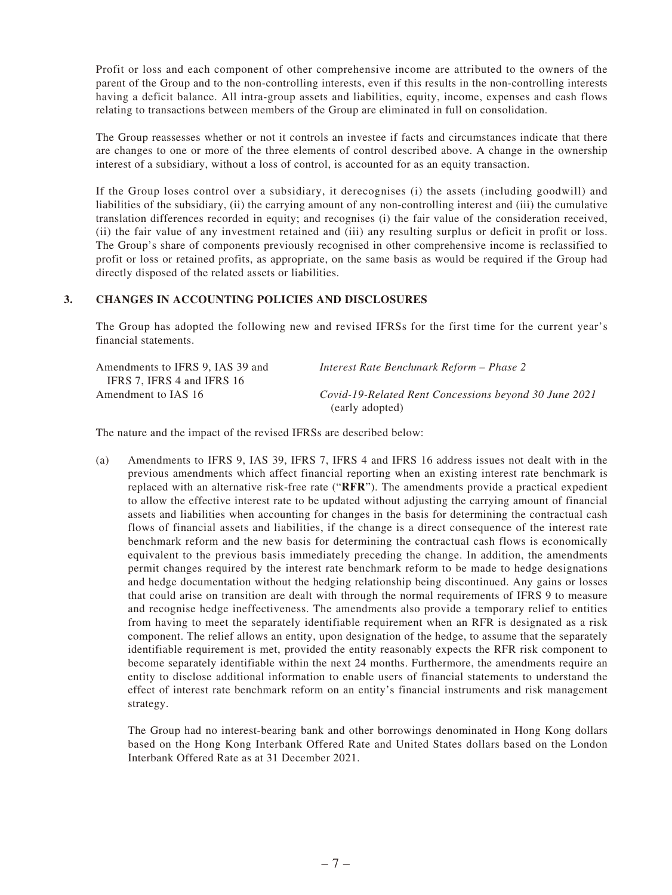Profit or loss and each component of other comprehensive income are attributed to the owners of the parent of the Group and to the non-controlling interests, even if this results in the non-controlling interests having a deficit balance. All intra-group assets and liabilities, equity, income, expenses and cash flows relating to transactions between members of the Group are eliminated in full on consolidation.

The Group reassesses whether or not it controls an investee if facts and circumstances indicate that there are changes to one or more of the three elements of control described above. A change in the ownership interest of a subsidiary, without a loss of control, is accounted for as an equity transaction.

If the Group loses control over a subsidiary, it derecognises (i) the assets (including goodwill) and liabilities of the subsidiary, (ii) the carrying amount of any non-controlling interest and (iii) the cumulative translation differences recorded in equity; and recognises (i) the fair value of the consideration received, (ii) the fair value of any investment retained and (iii) any resulting surplus or deficit in profit or loss. The Group's share of components previously recognised in other comprehensive income is reclassified to profit or loss or retained profits, as appropriate, on the same basis as would be required if the Group had directly disposed of the related assets or liabilities.

## 3. CHANGES IN ACCOUNTING POLICIES AND DISCLOSURES

The Group has adopted the following new and revised IFRSs for the first time for the current year's financial statements.

| | |
|---|---|
| Amendments to IFRS 9, IAS 39 and IFRS 7, IFRS 4 and IFRS 16 | *Interest Rate Benchmark Reform – Phase 2* |
| Amendment to IAS 16 | *Covid-19-Related Rent Concessions beyond 30 June 2021* (early adopted) |

The nature and the impact of the revised IFRSs are described below:

(a) Amendments to IFRS 9, IAS 39, IFRS 7, IFRS 4 and IFRS 16 address issues not dealt with in the previous amendments which affect financial reporting when an existing interest rate benchmark is replaced with an alternative risk-free rate ("**RFR**"). The amendments provide a practical expedient to allow the effective interest rate to be updated without adjusting the carrying amount of financial assets and liabilities when accounting for changes in the basis for determining the contractual cash flows of financial assets and liabilities, if the change is a direct consequence of the interest rate benchmark reform and the new basis for determining the contractual cash flows is economically equivalent to the previous basis immediately preceding the change. In addition, the amendments permit changes required by the interest rate benchmark reform to be made to hedge designations and hedge documentation without the hedging relationship being discontinued. Any gains or losses that could arise on transition are dealt with through the normal requirements of IFRS 9 to measure and recognise hedge ineffectiveness. The amendments also provide a temporary relief to entities from having to meet the separately identifiable requirement when an RFR is designated as a risk component. The relief allows an entity, upon designation of the hedge, to assume that the separately identifiable requirement is met, provided the entity reasonably expects the RFR risk component to become separately identifiable within the next 24 months. Furthermore, the amendments require an entity to disclose additional information to enable users of financial statements to understand the effect of interest rate benchmark reform on an entity's financial instruments and risk management strategy.

The Group had no interest-bearing bank and other borrowings denominated in Hong Kong dollars based on the Hong Kong Interbank Offered Rate and United States dollars based on the London Interbank Offered Rate as at 31 December 2021.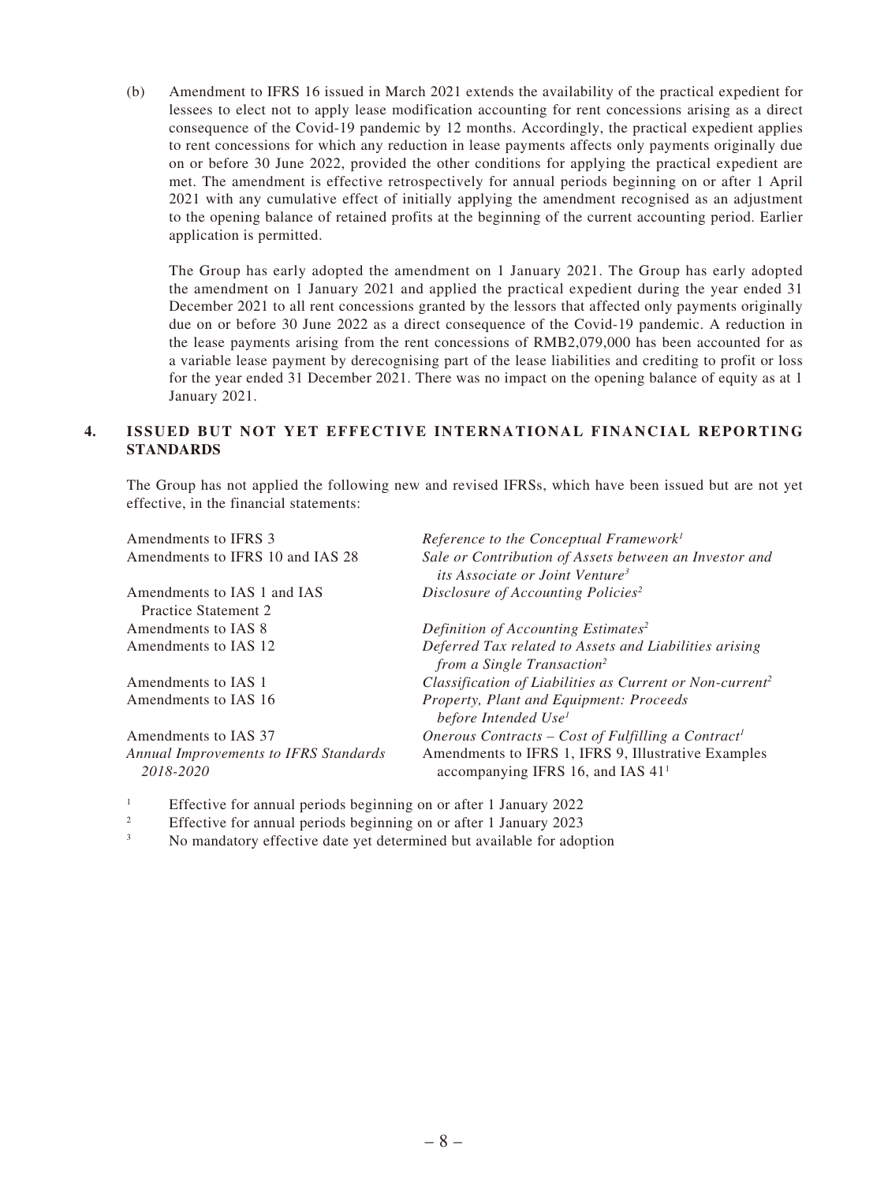(b) Amendment to IFRS 16 issued in March 2021 extends the availability of the practical expedient for lessees to elect not to apply lease modification accounting for rent concessions arising as a direct consequence of the Covid-19 pandemic by 12 months. Accordingly, the practical expedient applies to rent concessions for which any reduction in lease payments affects only payments originally due on or before 30 June 2022, provided the other conditions for applying the practical expedient are met. The amendment is effective retrospectively for annual periods beginning on or after 1 April 2021 with any cumulative effect of initially applying the amendment recognised as an adjustment to the opening balance of retained profits at the beginning of the current accounting period. Earlier application is permitted.

The Group has early adopted the amendment on 1 January 2021. The Group has early adopted the amendment on 1 January 2021 and applied the practical expedient during the year ended 31 December 2021 to all rent concessions granted by the lessors that affected only payments originally due on or before 30 June 2022 as a direct consequence of the Covid-19 pandemic. A reduction in the lease payments arising from the rent concessions of RMB2,079,000 has been accounted for as a variable lease payment by derecognising part of the lease liabilities and crediting to profit or loss for the year ended 31 December 2021. There was no impact on the opening balance of equity as at 1 January 2021.

## 4. ISSUED BUT NOT YET EFFECTIVE INTERNATIONAL FINANCIAL REPORTING STANDARDS

The Group has not applied the following new and revised IFRSs, which have been issued but are not yet effective, in the financial statements:

| | |
|---|---|
| Amendments to IFRS 3 | *Reference to the Conceptual Framework*[1] |
| Amendments to IFRS 10 and IAS 28 | *Sale or Contribution of Assets between an Investor and its Associate or Joint Venture*[3] |
| Amendments to IAS 1 and IAS Practice Statement 2 | *Disclosure of Accounting Policies*[2] |
| Amendments to IAS 8 | *Definition of Accounting Estimates*[2] |
| Amendments to IAS 12 | *Deferred Tax related to Assets and Liabilities arising from a Single Transaction*[2] |
| Amendments to IAS 1 | *Classification of Liabilities as Current or Non-current*[2] |
| Amendments to IAS 16 | *Property, Plant and Equipment: Proceeds before Intended Use*[1] |
| Amendments to IAS 37 | *Onerous Contracts – Cost of Fulfilling a Contract*[1] |
| *Annual Improvements to IFRS Standards 2018-2020* | Amendments to IFRS 1, IFRS 9, Illustrative Examples accompanying IFRS 16, and IAS 41[1] |

[1] Effective for annual periods beginning on or after 1 January 2022

[2] Effective for annual periods beginning on or after 1 January 2023

[3] No mandatory effective date yet determined but available for adoption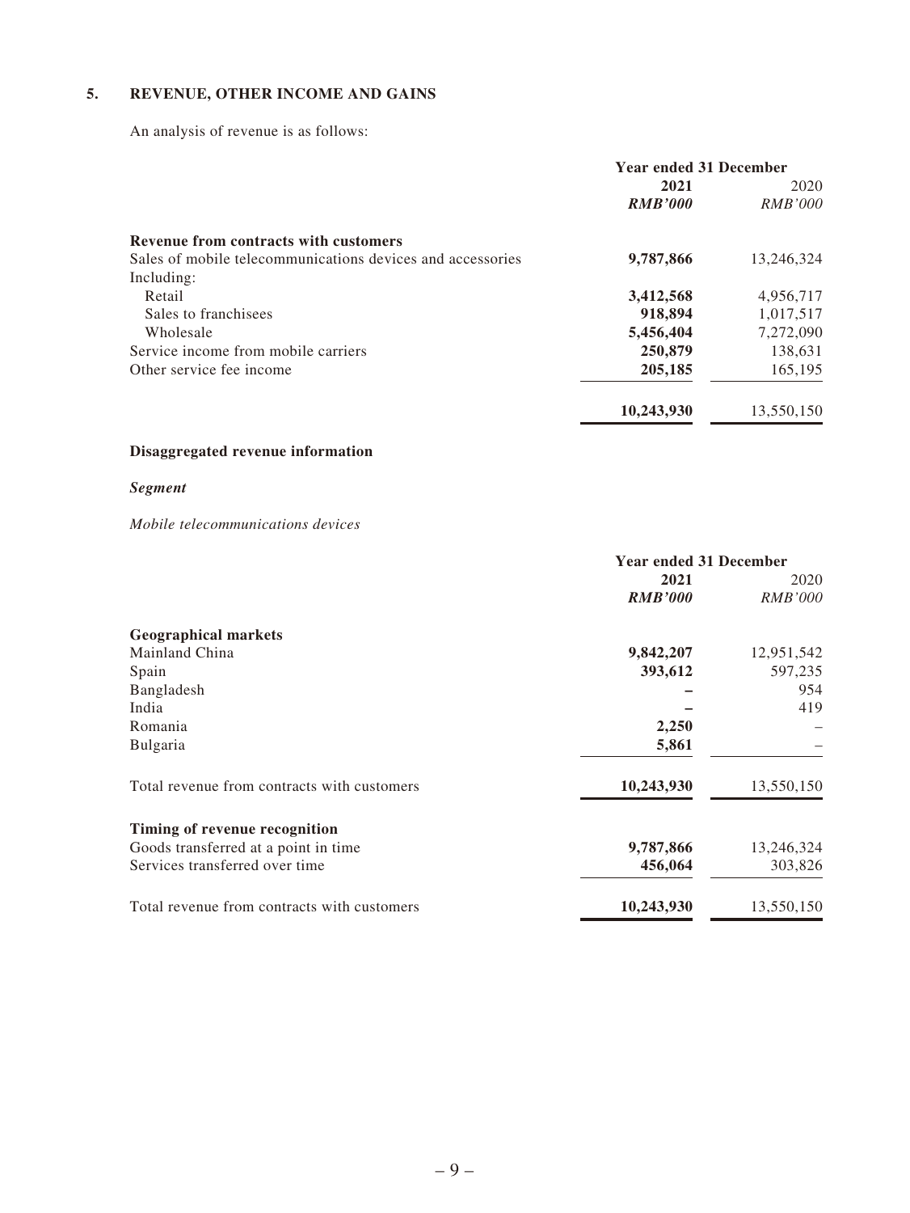## 5. REVENUE, OTHER INCOME AND GAINS

An analysis of revenue is as follows:

| | Year ended 31 December | |
|---|---|---|
| | **2021** | 2020 |
| | ***RMB'000*** | *RMB'000* |
| **Revenue from contracts with customers** | | |
| Sales of mobile telecommunications devices and accessories | **9,787,866** | 13,246,324 |
| Including: | | |
| Retail | **3,412,568** | 4,956,717 |
| Sales to franchisees | **918,894** | 1,017,517 |
| Wholesale | **5,456,404** | 7,272,090 |
| Service income from mobile carriers | **250,879** | 138,631 |
| Other service fee income | **205,185** | 165,195 |
| | **10,243,930** | 13,550,150 |

### Disaggregated revenue information

***Segment***

*Mobile telecommunications devices*

| | Year ended 31 December | |
|---|---|---|
| | **2021** | 2020 |
| | ***RMB'000*** | *RMB'000* |
| **Geographical markets** | | |
| Mainland China | **9,842,207** | 12,951,542 |
| Spain | **393,612** | 597,235 |
| Bangladesh | **–** | 954 |
| India | **–** | 419 |
| Romania | **2,250** | – |
| Bulgaria | **5,861** | – |
| Total revenue from contracts with customers | **10,243,930** | 13,550,150 |
| **Timing of revenue recognition** | | |
| Goods transferred at a point in time | **9,787,866** | 13,246,324 |
| Services transferred over time | **456,064** | 303,826 |
| Total revenue from contracts with customers | **10,243,930** | 13,550,150 |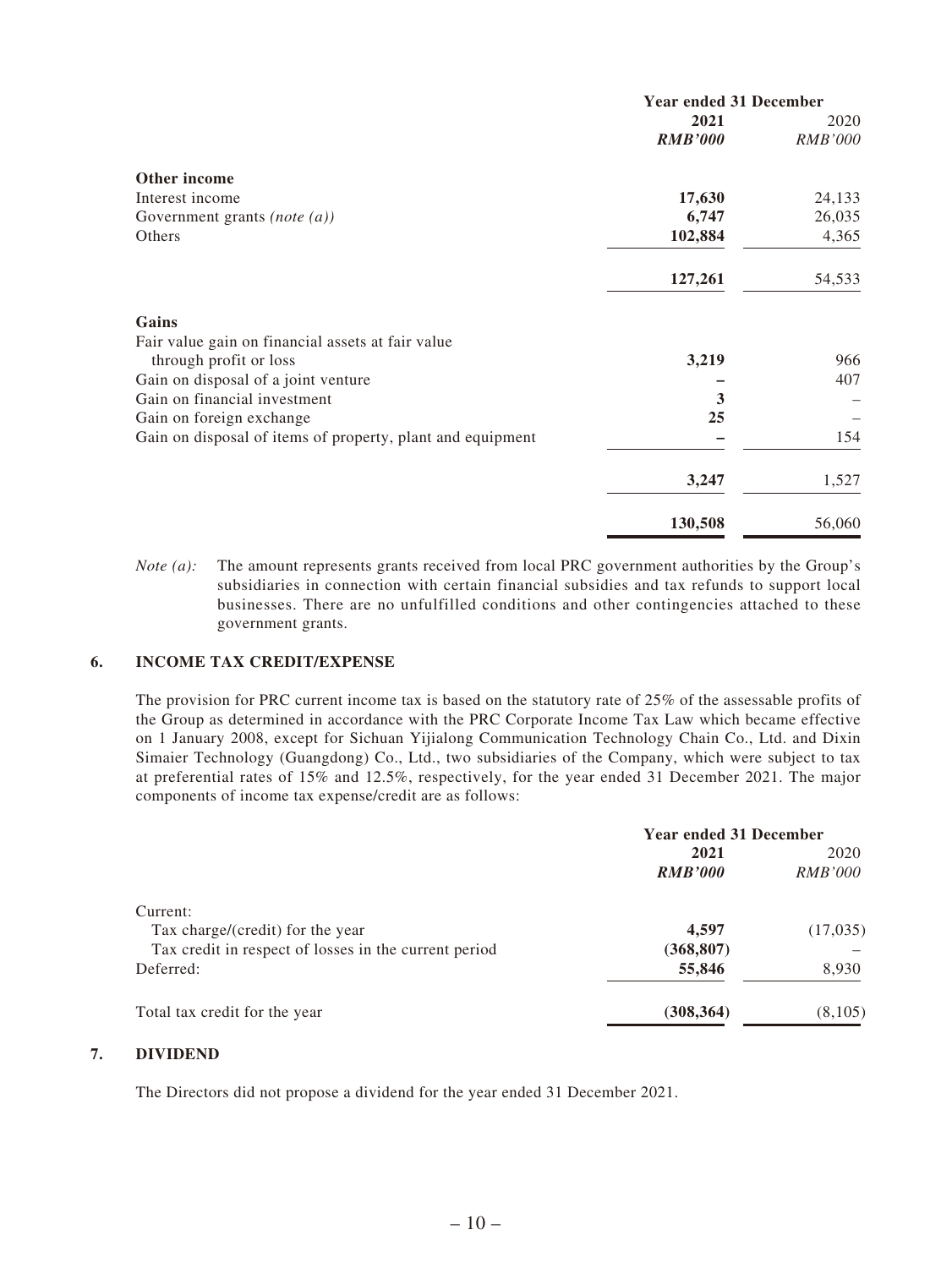| | Year ended 31 December | |
|---|---|---|
| | **2021** | 2020 |
| | ***RMB'000*** | *RMB'000* |
| **Other income** | | |
| Interest income | **17,630** | 24,133 |
| Government grants *(note (a))* | **6,747** | 26,035 |
| Others | **102,884** | 4,365 |
| | **127,261** | 54,533 |
| **Gains** | | |
| Fair value gain on financial assets at fair value through profit or loss | **3,219** | 966 |
| Gain on disposal of a joint venture | **–** | 407 |
| Gain on financial investment | **3** | – |
| Gain on foreign exchange | **25** | – |
| Gain on disposal of items of property, plant and equipment | **–** | 154 |
| | **3,247** | 1,527 |
| | **130,508** | 56,060 |

*Note (a):* The amount represents grants received from local PRC government authorities by the Group's subsidiaries in connection with certain financial subsidies and tax refunds to support local businesses. There are no unfulfilled conditions and other contingencies attached to these government grants.

## 6. INCOME TAX CREDIT/EXPENSE

The provision for PRC current income tax is based on the statutory rate of 25% of the assessable profits of the Group as determined in accordance with the PRC Corporate Income Tax Law which became effective on 1 January 2008, except for Sichuan Yijialong Communication Technology Chain Co., Ltd. and Dixin Simaier Technology (Guangdong) Co., Ltd., two subsidiaries of the Company, which were subject to tax at preferential rates of 15% and 12.5%, respectively, for the year ended 31 December 2021. The major components of income tax expense/credit are as follows:

| | Year ended 31 December | |
|---|---|---|
| | **2021** | 2020 |
| | ***RMB'000*** | *RMB'000* |
| Current: | | |
| Tax charge/(credit) for the year | **4,597** | (17,035) |
| Tax credit in respect of losses in the current period | **(368,807)** | – |
| Deferred: | **55,846** | 8,930 |
| Total tax credit for the year | **(308,364)** | (8,105) |

## 7. DIVIDEND

The Directors did not propose a dividend for the year ended 31 December 2021.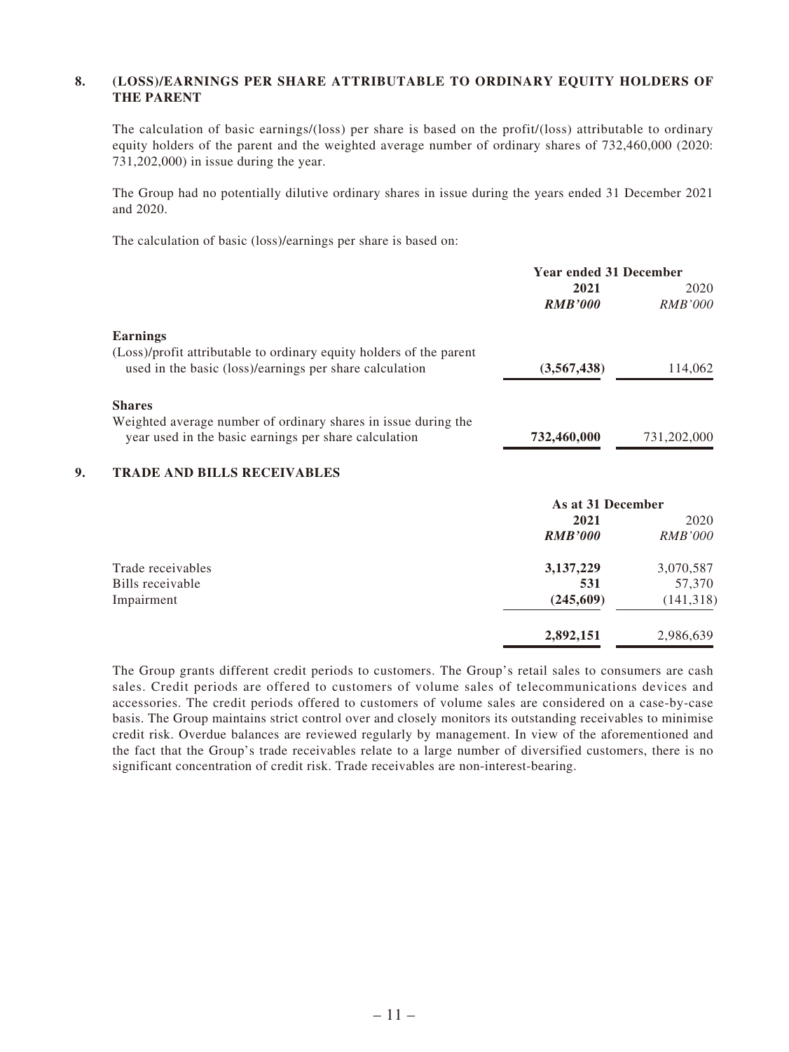## 8. (LOSS)/EARNINGS PER SHARE ATTRIBUTABLE TO ORDINARY EQUITY HOLDERS OF THE PARENT

The calculation of basic earnings/(loss) per share is based on the profit/(loss) attributable to ordinary equity holders of the parent and the weighted average number of ordinary shares of 732,460,000 (2020: 731,202,000) in issue during the year.

The Group had no potentially dilutive ordinary shares in issue during the years ended 31 December 2021 and 2020.

The calculation of basic (loss)/earnings per share is based on:

| | Year ended 31 December | |
|---|---|---|
| | **2021** | 2020 |
| | ***RMB'000*** | *RMB'000* |
| **Earnings** | | |
| (Loss)/profit attributable to ordinary equity holders of the parent used in the basic (loss)/earnings per share calculation | **(3,567,438)** | 114,062 |
| **Shares** | | |
| Weighted average number of ordinary shares in issue during the year used in the basic earnings per share calculation | **732,460,000** | 731,202,000 |

## 9. TRADE AND BILLS RECEIVABLES

| | As at 31 December | |
|---|---|---|
| | **2021** | 2020 |
| | ***RMB'000*** | *RMB'000* |
| Trade receivables | **3,137,229** | 3,070,587 |
| Bills receivable | **531** | 57,370 |
| Impairment | **(245,609)** | (141,318) |
| | **2,892,151** | 2,986,639 |

The Group grants different credit periods to customers. The Group's retail sales to consumers are cash sales. Credit periods are offered to customers of volume sales of telecommunications devices and accessories. The credit periods offered to customers of volume sales are considered on a case-by-case basis. The Group maintains strict control over and closely monitors its outstanding receivables to minimise credit risk. Overdue balances are reviewed regularly by management. In view of the aforementioned and the fact that the Group's trade receivables relate to a large number of diversified customers, there is no significant concentration of credit risk. Trade receivables are non-interest-bearing.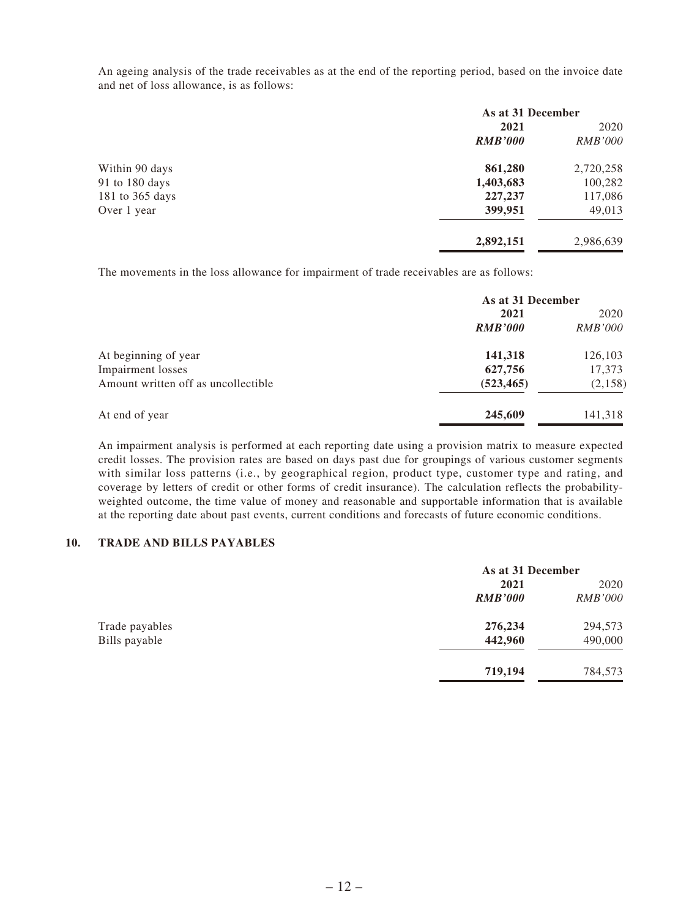An ageing analysis of the trade receivables as at the end of the reporting period, based on the invoice date and net of loss allowance, is as follows:

| | As at 31 December | |
|---|---|---|
| | **2021** | 2020 |
| | ***RMB'000*** | *RMB'000* |
| Within 90 days | **861,280** | 2,720,258 |
| 91 to 180 days | **1,403,683** | 100,282 |
| 181 to 365 days | **227,237** | 117,086 |
| Over 1 year | **399,951** | 49,013 |
| | **2,892,151** | 2,986,639 |

The movements in the loss allowance for impairment of trade receivables are as follows:

| | As at 31 December | |
|---|---|---|
| | **2021** | 2020 |
| | ***RMB'000*** | *RMB'000* |
| At beginning of year | **141,318** | 126,103 |
| Impairment losses | **627,756** | 17,373 |
| Amount written off as uncollectible | **(523,465)** | (2,158) |
| At end of year | **245,609** | 141,318 |

An impairment analysis is performed at each reporting date using a provision matrix to measure expected credit losses. The provision rates are based on days past due for groupings of various customer segments with similar loss patterns (i.e., by geographical region, product type, customer type and rating, and coverage by letters of credit or other forms of credit insurance). The calculation reflects the probability-weighted outcome, the time value of money and reasonable and supportable information that is available at the reporting date about past events, current conditions and forecasts of future economic conditions.

## 10. TRADE AND BILLS PAYABLES

| | As at 31 December | |
|---|---|---|
| | **2021** | 2020 |
| | ***RMB'000*** | *RMB'000* |
| Trade payables | **276,234** | 294,573 |
| Bills payable | **442,960** | 490,000 |
| | **719,194** | 784,573 |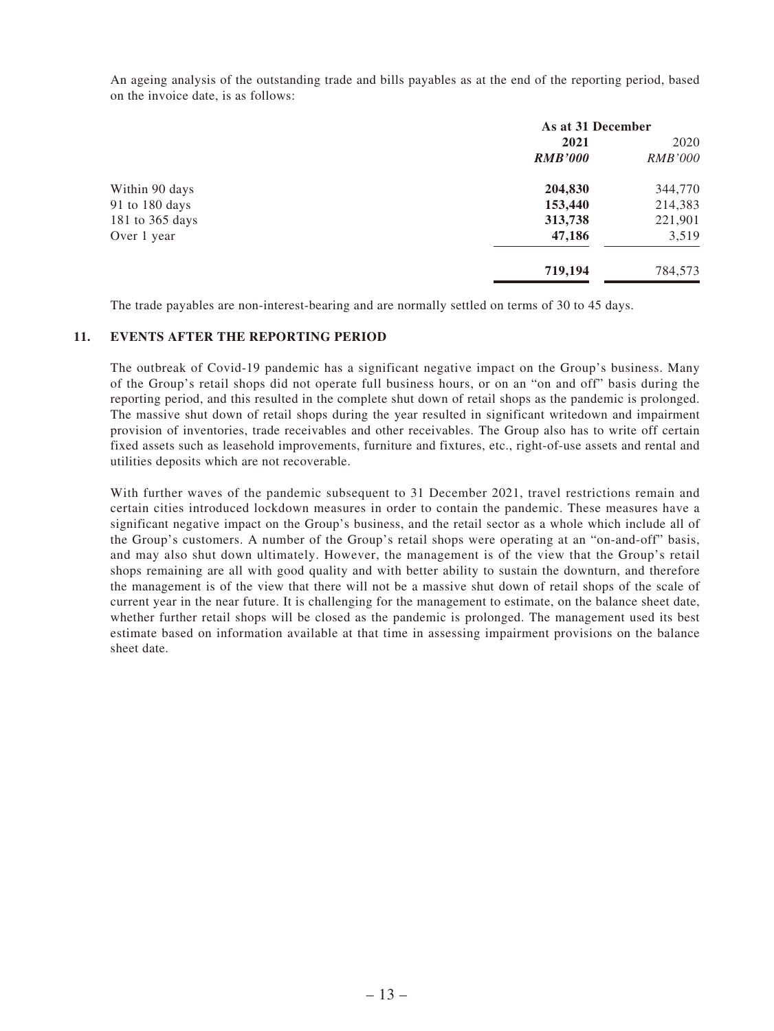An ageing analysis of the outstanding trade and bills payables as at the end of the reporting period, based on the invoice date, is as follows:

| | As at 31 December | |
|---|---|---|
| | **2021** | 2020 |
| | ***RMB'000*** | *RMB'000* |
| Within 90 days | **204,830** | 344,770 |
| 91 to 180 days | **153,440** | 214,383 |
| 181 to 365 days | **313,738** | 221,901 |
| Over 1 year | **47,186** | 3,519 |
| | **719,194** | 784,573 |

The trade payables are non-interest-bearing and are normally settled on terms of 30 to 45 days.

## 11. EVENTS AFTER THE REPORTING PERIOD

The outbreak of Covid-19 pandemic has a significant negative impact on the Group's business. Many of the Group's retail shops did not operate full business hours, or on an "on and off" basis during the reporting period, and this resulted in the complete shut down of retail shops as the pandemic is prolonged. The massive shut down of retail shops during the year resulted in significant writedown and impairment provision of inventories, trade receivables and other receivables. The Group also has to write off certain fixed assets such as leasehold improvements, furniture and fixtures, etc., right-of-use assets and rental and utilities deposits which are not recoverable.

With further waves of the pandemic subsequent to 31 December 2021, travel restrictions remain and certain cities introduced lockdown measures in order to contain the pandemic. These measures have a significant negative impact on the Group's business, and the retail sector as a whole which include all of the Group's customers. A number of the Group's retail shops were operating at an "on-and-off" basis, and may also shut down ultimately. However, the management is of the view that the Group's retail shops remaining are all with good quality and with better ability to sustain the downturn, and therefore the management is of the view that there will not be a massive shut down of retail shops of the scale of current year in the near future. It is challenging for the management to estimate, on the balance sheet date, whether further retail shops will be closed as the pandemic is prolonged. The management used its best estimate based on information available at that time in assessing impairment provisions on the balance sheet date.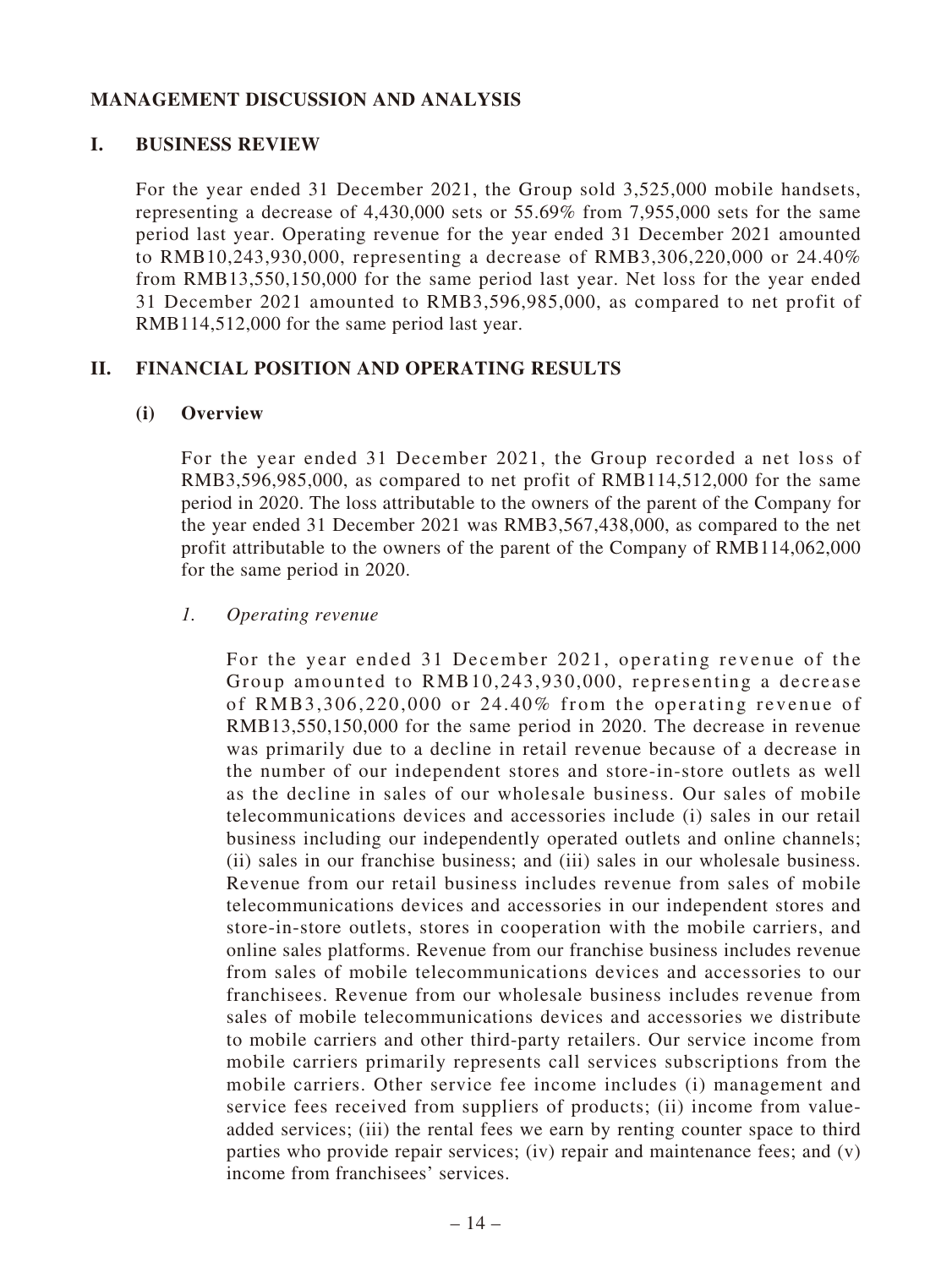# MANAGEMENT DISCUSSION AND ANALYSIS

## I. BUSINESS REVIEW

For the year ended 31 December 2021, the Group sold 3,525,000 mobile handsets, representing a decrease of 4,430,000 sets or 55.69% from 7,955,000 sets for the same period last year. Operating revenue for the year ended 31 December 2021 amounted to RMB10,243,930,000, representing a decrease of RMB3,306,220,000 or 24.40% from RMB13,550,150,000 for the same period last year. Net loss for the year ended 31 December 2021 amounted to RMB3,596,985,000, as compared to net profit of RMB114,512,000 for the same period last year.

## II. FINANCIAL POSITION AND OPERATING RESULTS

### (i) Overview

For the year ended 31 December 2021, the Group recorded a net loss of RMB3,596,985,000, as compared to net profit of RMB114,512,000 for the same period in 2020. The loss attributable to the owners of the parent of the Company for the year ended 31 December 2021 was RMB3,567,438,000, as compared to the net profit attributable to the owners of the parent of the Company of RMB114,062,000 for the same period in 2020.

#### *1. Operating revenue*

For the year ended 31 December 2021, operating revenue of the Group amounted to RMB10,243,930,000, representing a decrease of RMB3,306,220,000 or 24.40% from the operating revenue of RMB13,550,150,000 for the same period in 2020. The decrease in revenue was primarily due to a decline in retail revenue because of a decrease in the number of our independent stores and store-in-store outlets as well as the decline in sales of our wholesale business. Our sales of mobile telecommunications devices and accessories include (i) sales in our retail business including our independently operated outlets and online channels; (ii) sales in our franchise business; and (iii) sales in our wholesale business. Revenue from our retail business includes revenue from sales of mobile telecommunications devices and accessories in our independent stores and store-in-store outlets, stores in cooperation with the mobile carriers, and online sales platforms. Revenue from our franchise business includes revenue from sales of mobile telecommunications devices and accessories to our franchisees. Revenue from our wholesale business includes revenue from sales of mobile telecommunications devices and accessories we distribute to mobile carriers and other third-party retailers. Our service income from mobile carriers primarily represents call services subscriptions from the mobile carriers. Other service fee income includes (i) management and service fees received from suppliers of products; (ii) income from value-added services; (iii) the rental fees we earn by renting counter space to third parties who provide repair services; (iv) repair and maintenance fees; and (v) income from franchisees' services.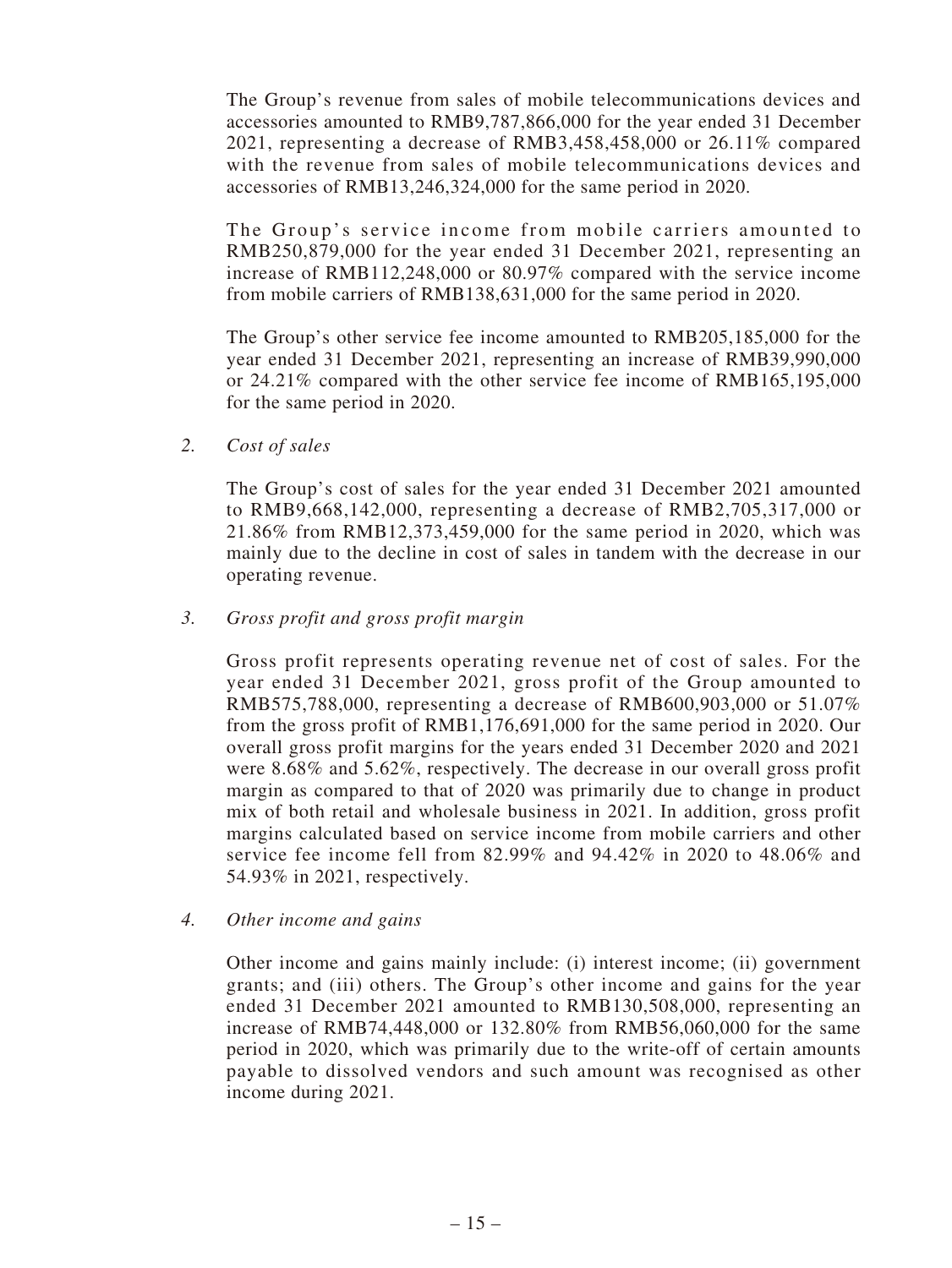The Group's revenue from sales of mobile telecommunications devices and accessories amounted to RMB9,787,866,000 for the year ended 31 December 2021, representing a decrease of RMB3,458,458,000 or 26.11% compared with the revenue from sales of mobile telecommunications devices and accessories of RMB13,246,324,000 for the same period in 2020.

The Group's service income from mobile carriers amounted to RMB250,879,000 for the year ended 31 December 2021, representing an increase of RMB112,248,000 or 80.97% compared with the service income from mobile carriers of RMB138,631,000 for the same period in 2020.

The Group's other service fee income amounted to RMB205,185,000 for the year ended 31 December 2021, representing an increase of RMB39,990,000 or 24.21% compared with the other service fee income of RMB165,195,000 for the same period in 2020.

*2. Cost of sales*

The Group's cost of sales for the year ended 31 December 2021 amounted to RMB9,668,142,000, representing a decrease of RMB2,705,317,000 or 21.86% from RMB12,373,459,000 for the same period in 2020, which was mainly due to the decline in cost of sales in tandem with the decrease in our operating revenue.

*3. Gross profit and gross profit margin*

Gross profit represents operating revenue net of cost of sales. For the year ended 31 December 2021, gross profit of the Group amounted to RMB575,788,000, representing a decrease of RMB600,903,000 or 51.07% from the gross profit of RMB1,176,691,000 for the same period in 2020. Our overall gross profit margins for the years ended 31 December 2020 and 2021 were 8.68% and 5.62%, respectively. The decrease in our overall gross profit margin as compared to that of 2020 was primarily due to change in product mix of both retail and wholesale business in 2021. In addition, gross profit margins calculated based on service income from mobile carriers and other service fee income fell from 82.99% and 94.42% in 2020 to 48.06% and 54.93% in 2021, respectively.

*4. Other income and gains*

Other income and gains mainly include: (i) interest income; (ii) government grants; and (iii) others. The Group's other income and gains for the year ended 31 December 2021 amounted to RMB130,508,000, representing an increase of RMB74,448,000 or 132.80% from RMB56,060,000 for the same period in 2020, which was primarily due to the write-off of certain amounts payable to dissolved vendors and such amount was recognised as other income during 2021.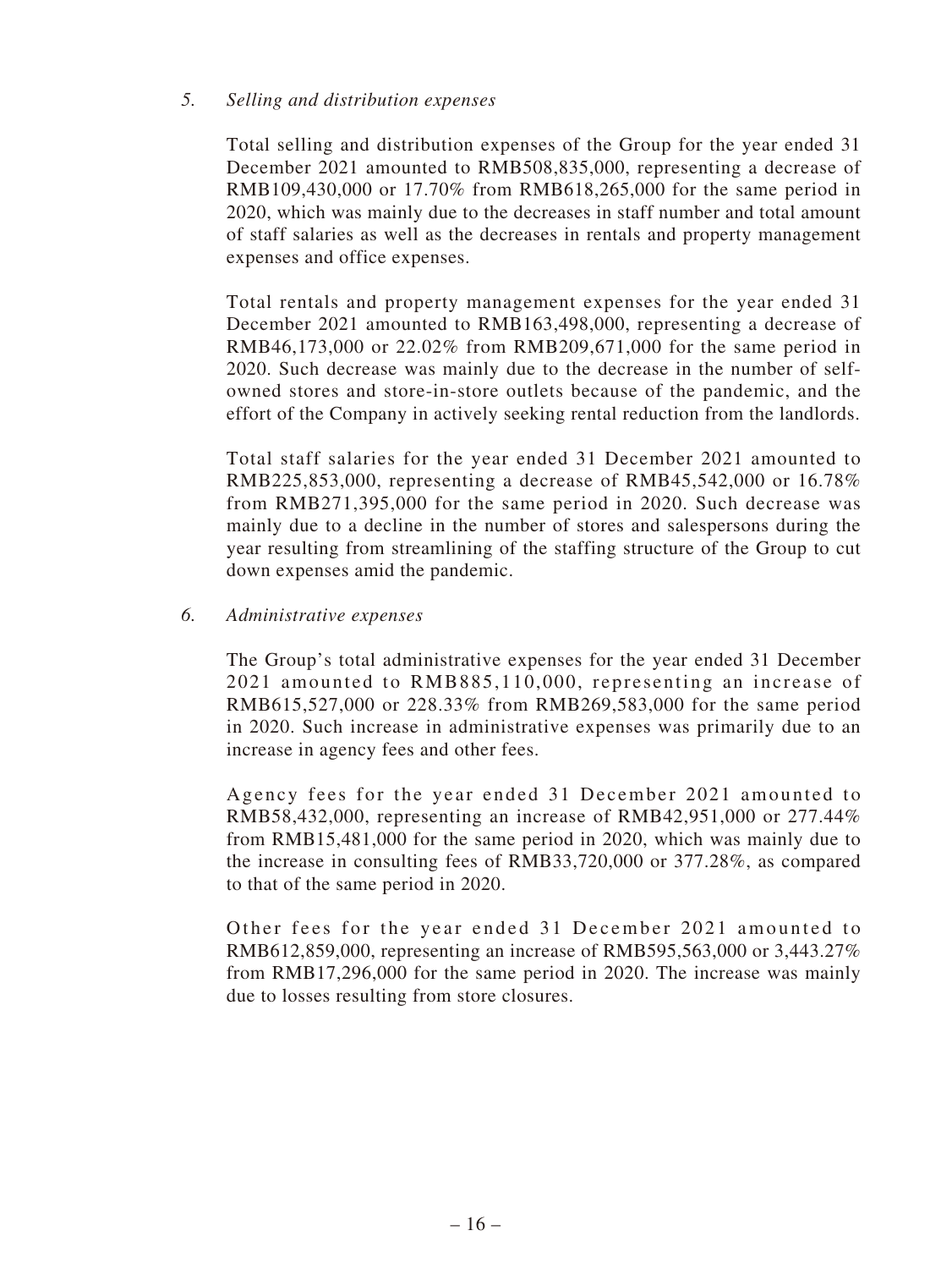*5. Selling and distribution expenses*

Total selling and distribution expenses of the Group for the year ended 31 December 2021 amounted to RMB508,835,000, representing a decrease of RMB109,430,000 or 17.70% from RMB618,265,000 for the same period in 2020, which was mainly due to the decreases in staff number and total amount of staff salaries as well as the decreases in rentals and property management expenses and office expenses.

Total rentals and property management expenses for the year ended 31 December 2021 amounted to RMB163,498,000, representing a decrease of RMB46,173,000 or 22.02% from RMB209,671,000 for the same period in 2020. Such decrease was mainly due to the decrease in the number of self-owned stores and store-in-store outlets because of the pandemic, and the effort of the Company in actively seeking rental reduction from the landlords.

Total staff salaries for the year ended 31 December 2021 amounted to RMB225,853,000, representing a decrease of RMB45,542,000 or 16.78% from RMB271,395,000 for the same period in 2020. Such decrease was mainly due to a decline in the number of stores and salespersons during the year resulting from streamlining of the staffing structure of the Group to cut down expenses amid the pandemic.

*6. Administrative expenses*

The Group's total administrative expenses for the year ended 31 December 2021 amounted to RMB885,110,000, representing an increase of RMB615,527,000 or 228.33% from RMB269,583,000 for the same period in 2020. Such increase in administrative expenses was primarily due to an increase in agency fees and other fees.

Agency fees for the year ended 31 December 2021 amounted to RMB58,432,000, representing an increase of RMB42,951,000 or 277.44% from RMB15,481,000 for the same period in 2020, which was mainly due to the increase in consulting fees of RMB33,720,000 or 377.28%, as compared to that of the same period in 2020.

Other fees for the year ended 31 December 2021 amounted to RMB612,859,000, representing an increase of RMB595,563,000 or 3,443.27% from RMB17,296,000 for the same period in 2020. The increase was mainly due to losses resulting from store closures.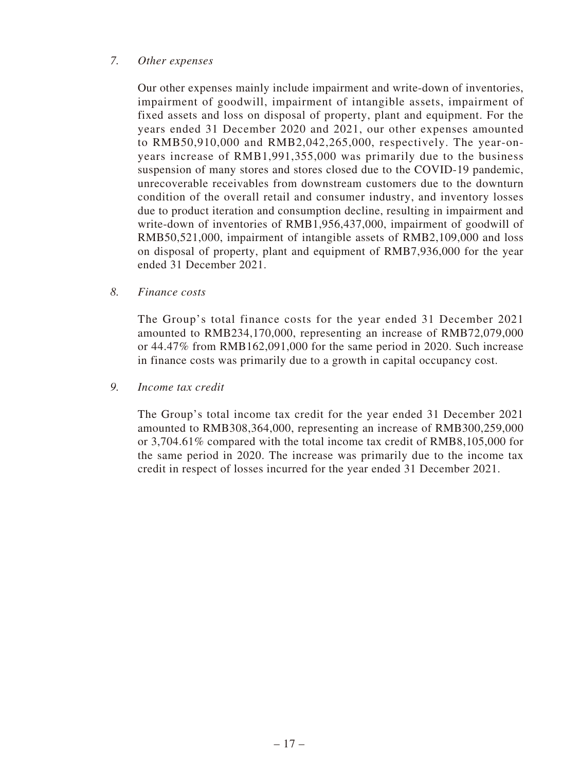*7. Other expenses*

Our other expenses mainly include impairment and write-down of inventories, impairment of goodwill, impairment of intangible assets, impairment of fixed assets and loss on disposal of property, plant and equipment. For the years ended 31 December 2020 and 2021, our other expenses amounted to RMB50,910,000 and RMB2,042,265,000, respectively. The year-on-years increase of RMB1,991,355,000 was primarily due to the business suspension of many stores and stores closed due to the COVID-19 pandemic, unrecoverable receivables from downstream customers due to the downturn condition of the overall retail and consumer industry, and inventory losses due to product iteration and consumption decline, resulting in impairment and write-down of inventories of RMB1,956,437,000, impairment of goodwill of RMB50,521,000, impairment of intangible assets of RMB2,109,000 and loss on disposal of property, plant and equipment of RMB7,936,000 for the year ended 31 December 2021.

*8. Finance costs*

The Group's total finance costs for the year ended 31 December 2021 amounted to RMB234,170,000, representing an increase of RMB72,079,000 or 44.47% from RMB162,091,000 for the same period in 2020. Such increase in finance costs was primarily due to a growth in capital occupancy cost.

*9. Income tax credit*

The Group's total income tax credit for the year ended 31 December 2021 amounted to RMB308,364,000, representing an increase of RMB300,259,000 or 3,704.61% compared with the total income tax credit of RMB8,105,000 for the same period in 2020. The increase was primarily due to the income tax credit in respect of losses incurred for the year ended 31 December 2021.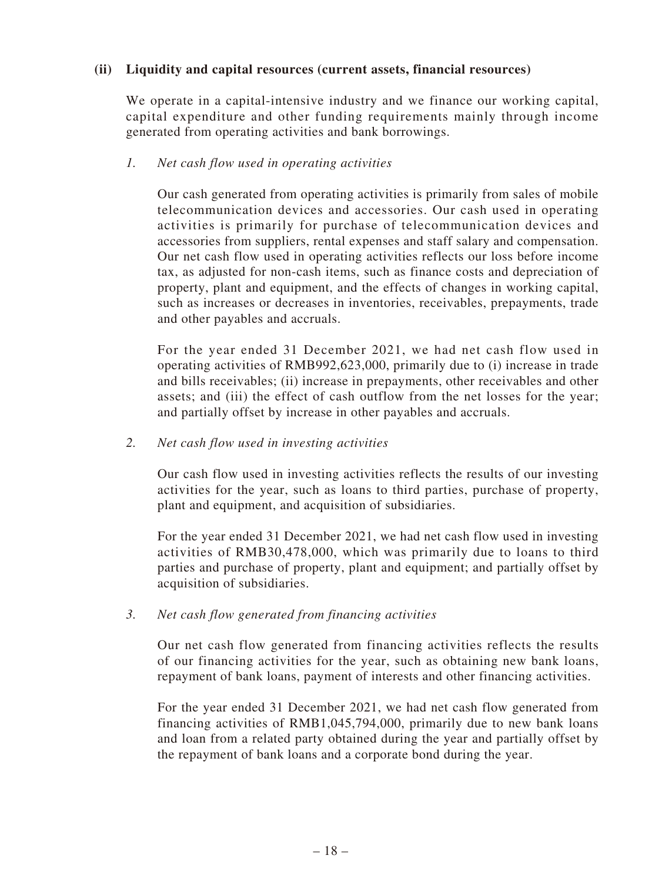**(ii) Liquidity and capital resources (current assets, financial resources)**

We operate in a capital-intensive industry and we finance our working capital, capital expenditure and other funding requirements mainly through income generated from operating activities and bank borrowings.

*1. Net cash flow used in operating activities*

Our cash generated from operating activities is primarily from sales of mobile telecommunication devices and accessories. Our cash used in operating activities is primarily for purchase of telecommunication devices and accessories from suppliers, rental expenses and staff salary and compensation. Our net cash flow used in operating activities reflects our loss before income tax, as adjusted for non-cash items, such as finance costs and depreciation of property, plant and equipment, and the effects of changes in working capital, such as increases or decreases in inventories, receivables, prepayments, trade and other payables and accruals.

For the year ended 31 December 2021, we had net cash flow used in operating activities of RMB992,623,000, primarily due to (i) increase in trade and bills receivables; (ii) increase in prepayments, other receivables and other assets; and (iii) the effect of cash outflow from the net losses for the year; and partially offset by increase in other payables and accruals.

*2. Net cash flow used in investing activities*

Our cash flow used in investing activities reflects the results of our investing activities for the year, such as loans to third parties, purchase of property, plant and equipment, and acquisition of subsidiaries.

For the year ended 31 December 2021, we had net cash flow used in investing activities of RMB30,478,000, which was primarily due to loans to third parties and purchase of property, plant and equipment; and partially offset by acquisition of subsidiaries.

*3. Net cash flow generated from financing activities*

Our net cash flow generated from financing activities reflects the results of our financing activities for the year, such as obtaining new bank loans, repayment of bank loans, payment of interests and other financing activities.

For the year ended 31 December 2021, we had net cash flow generated from financing activities of RMB1,045,794,000, primarily due to new bank loans and loan from a related party obtained during the year and partially offset by the repayment of bank loans and a corporate bond during the year.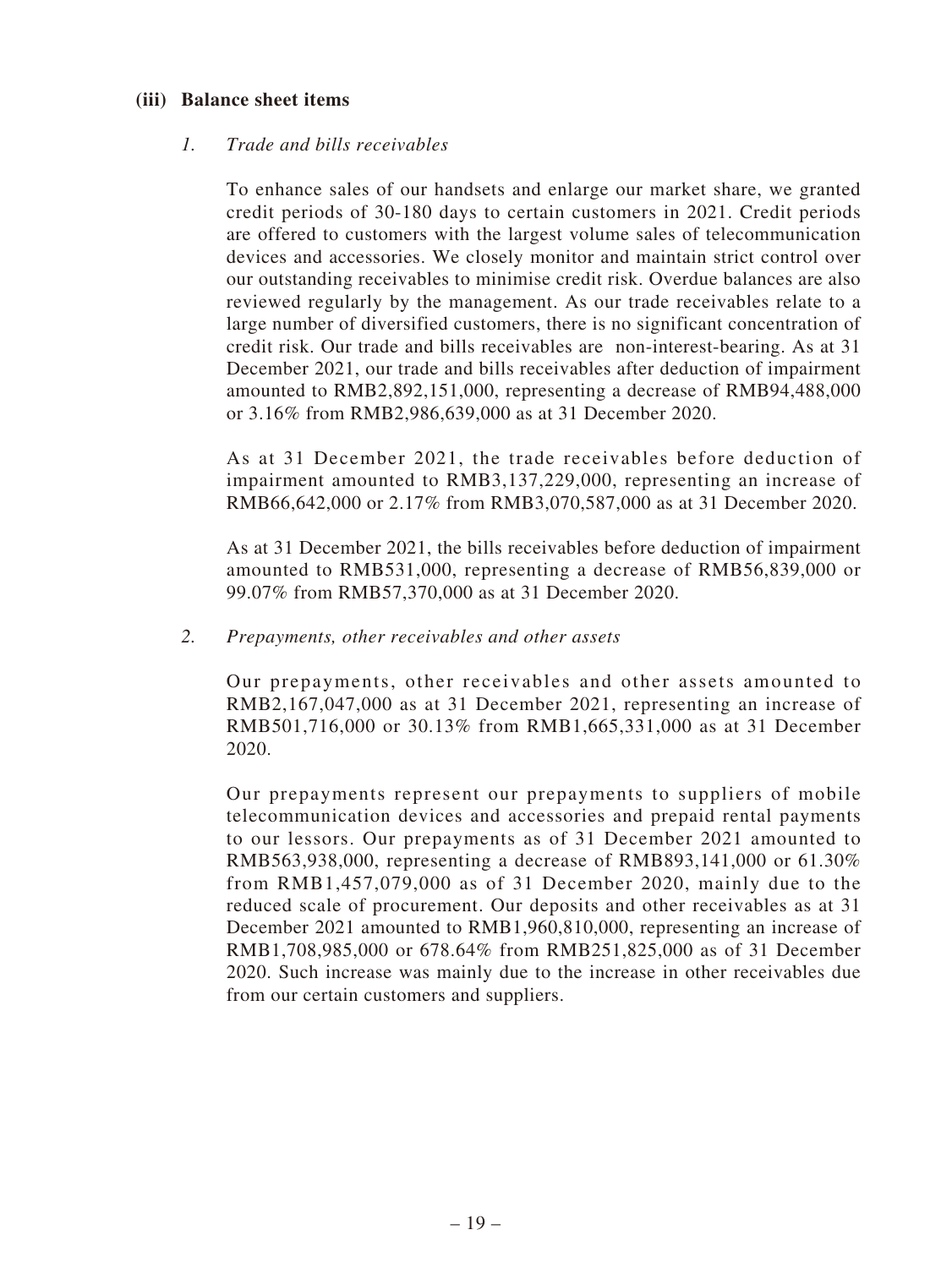### (iii) Balance sheet items

#### *1. Trade and bills receivables*

To enhance sales of our handsets and enlarge our market share, we granted credit periods of 30-180 days to certain customers in 2021. Credit periods are offered to customers with the largest volume sales of telecommunication devices and accessories. We closely monitor and maintain strict control over our outstanding receivables to minimise credit risk. Overdue balances are also reviewed regularly by the management. As our trade receivables relate to a large number of diversified customers, there is no significant concentration of credit risk. Our trade and bills receivables are non-interest-bearing. As at 31 December 2021, our trade and bills receivables after deduction of impairment amounted to RMB2,892,151,000, representing a decrease of RMB94,488,000 or 3.16% from RMB2,986,639,000 as at 31 December 2020.

As at 31 December 2021, the trade receivables before deduction of impairment amounted to RMB3,137,229,000, representing an increase of RMB66,642,000 or 2.17% from RMB3,070,587,000 as at 31 December 2020.

As at 31 December 2021, the bills receivables before deduction of impairment amounted to RMB531,000, representing a decrease of RMB56,839,000 or 99.07% from RMB57,370,000 as at 31 December 2020.

#### *2. Prepayments, other receivables and other assets*

Our prepayments, other receivables and other assets amounted to RMB2,167,047,000 as at 31 December 2021, representing an increase of RMB501,716,000 or 30.13% from RMB1,665,331,000 as at 31 December 2020.

Our prepayments represent our prepayments to suppliers of mobile telecommunication devices and accessories and prepaid rental payments to our lessors. Our prepayments as of 31 December 2021 amounted to RMB563,938,000, representing a decrease of RMB893,141,000 or 61.30% from RMB1,457,079,000 as of 31 December 2020, mainly due to the reduced scale of procurement. Our deposits and other receivables as at 31 December 2021 amounted to RMB1,960,810,000, representing an increase of RMB1,708,985,000 or 678.64% from RMB251,825,000 as of 31 December 2020. Such increase was mainly due to the increase in other receivables due from our certain customers and suppliers.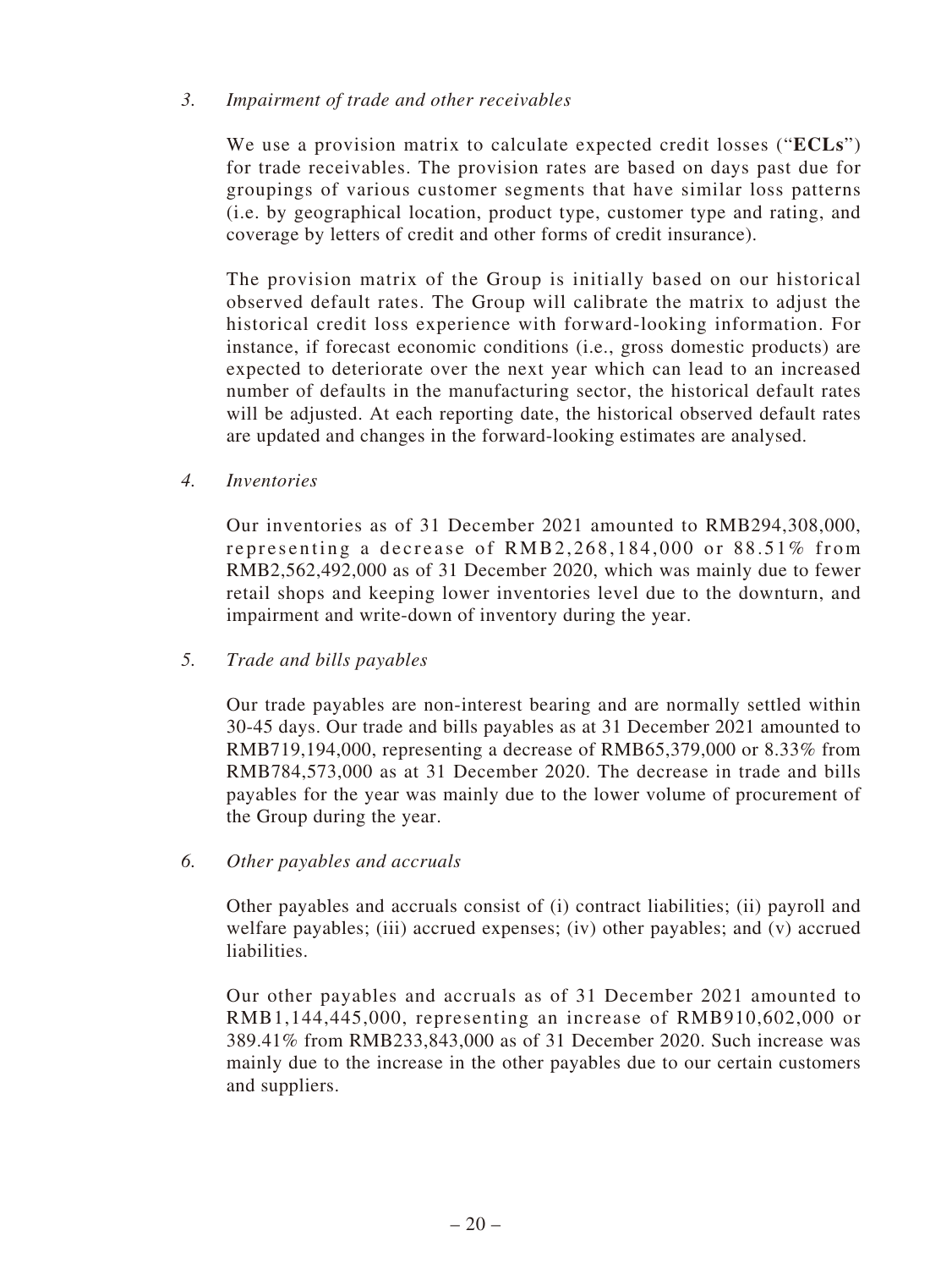*3. Impairment of trade and other receivables*

We use a provision matrix to calculate expected credit losses ("**ECLs**") for trade receivables. The provision rates are based on days past due for groupings of various customer segments that have similar loss patterns (i.e. by geographical location, product type, customer type and rating, and coverage by letters of credit and other forms of credit insurance).

The provision matrix of the Group is initially based on our historical observed default rates. The Group will calibrate the matrix to adjust the historical credit loss experience with forward-looking information. For instance, if forecast economic conditions (i.e., gross domestic products) are expected to deteriorate over the next year which can lead to an increased number of defaults in the manufacturing sector, the historical default rates will be adjusted. At each reporting date, the historical observed default rates are updated and changes in the forward-looking estimates are analysed.

*4. Inventories*

Our inventories as of 31 December 2021 amounted to RMB294,308,000, representing a decrease of RMB2,268,184,000 or 88.51% from RMB2,562,492,000 as of 31 December 2020, which was mainly due to fewer retail shops and keeping lower inventories level due to the downturn, and impairment and write-down of inventory during the year.

*5. Trade and bills payables*

Our trade payables are non-interest bearing and are normally settled within 30-45 days. Our trade and bills payables as at 31 December 2021 amounted to RMB719,194,000, representing a decrease of RMB65,379,000 or 8.33% from RMB784,573,000 as at 31 December 2020. The decrease in trade and bills payables for the year was mainly due to the lower volume of procurement of the Group during the year.

*6. Other payables and accruals*

Other payables and accruals consist of (i) contract liabilities; (ii) payroll and welfare payables; (iii) accrued expenses; (iv) other payables; and (v) accrued liabilities.

Our other payables and accruals as of 31 December 2021 amounted to RMB1,144,445,000, representing an increase of RMB910,602,000 or 389.41% from RMB233,843,000 as of 31 December 2020. Such increase was mainly due to the increase in the other payables due to our certain customers and suppliers.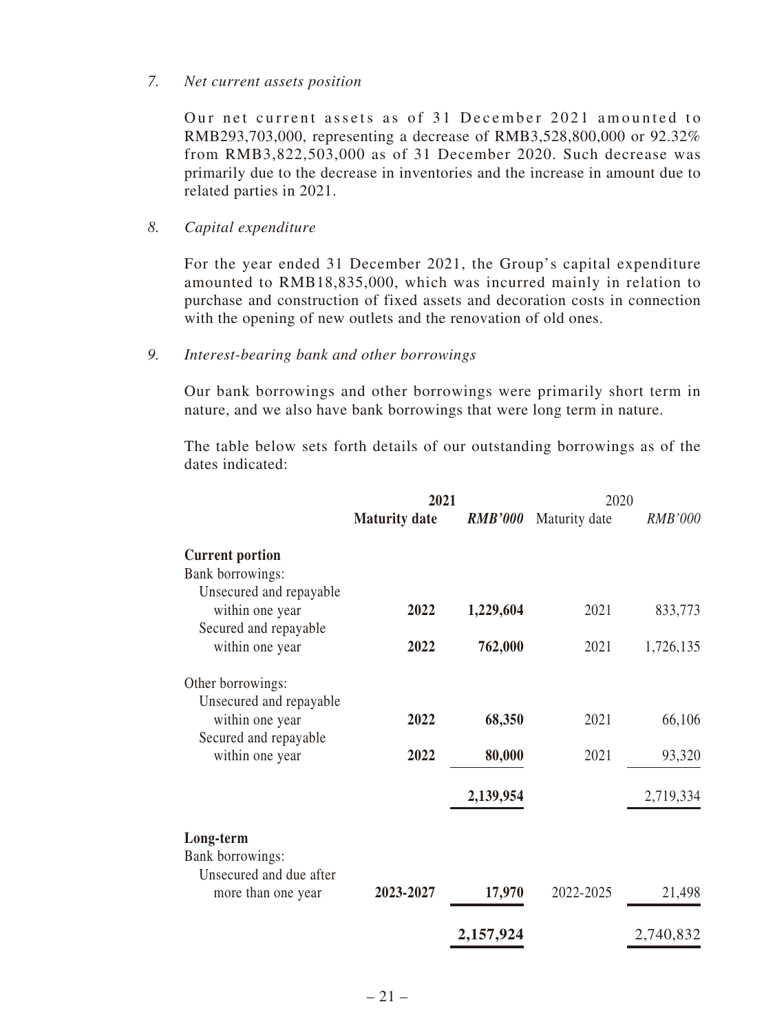*7. Net current assets position*

Our net current assets as of 31 December 2021 amounted to RMB293,703,000, representing a decrease of RMB3,528,800,000 or 92.32% from RMB3,822,503,000 as of 31 December 2020. Such decrease was primarily due to the decrease in inventories and the increase in amount due to related parties in 2021.

*8. Capital expenditure*

For the year ended 31 December 2021, the Group's capital expenditure amounted to RMB18,835,000, which was incurred mainly in relation to purchase and construction of fixed assets and decoration costs in connection with the opening of new outlets and the renovation of old ones.

*9. Interest-bearing bank and other borrowings*

Our bank borrowings and other borrowings were primarily short term in nature, and we also have bank borrowings that were long term in nature.

The table below sets forth details of our outstanding borrowings as of the dates indicated:

| | **2021** | | 2020 | |
|---|---|---|---|---|
| | **Maturity date** | ***RMB'000*** | Maturity date | *RMB'000* |
| **Current portion** | | | | |
| Bank borrowings: | | | | |
| Unsecured and repayable within one year | **2022** | **1,229,604** | 2021 | 833,773 |
| Secured and repayable within one year | **2022** | **762,000** | 2021 | 1,726,135 |
| Other borrowings: | | | | |
| Unsecured and repayable within one year | **2022** | **68,350** | 2021 | 66,106 |
| Secured and repayable within one year | **2022** | **80,000** | 2021 | 93,320 |
| | | **2,139,954** | | 2,719,334 |
| **Long-term** | | | | |
| Bank borrowings: | | | | |
| Unsecured and due after more than one year | **2023-2027** | **17,970** | 2022-2025 | 21,498 |
| | | **2,157,924** | | 2,740,832 |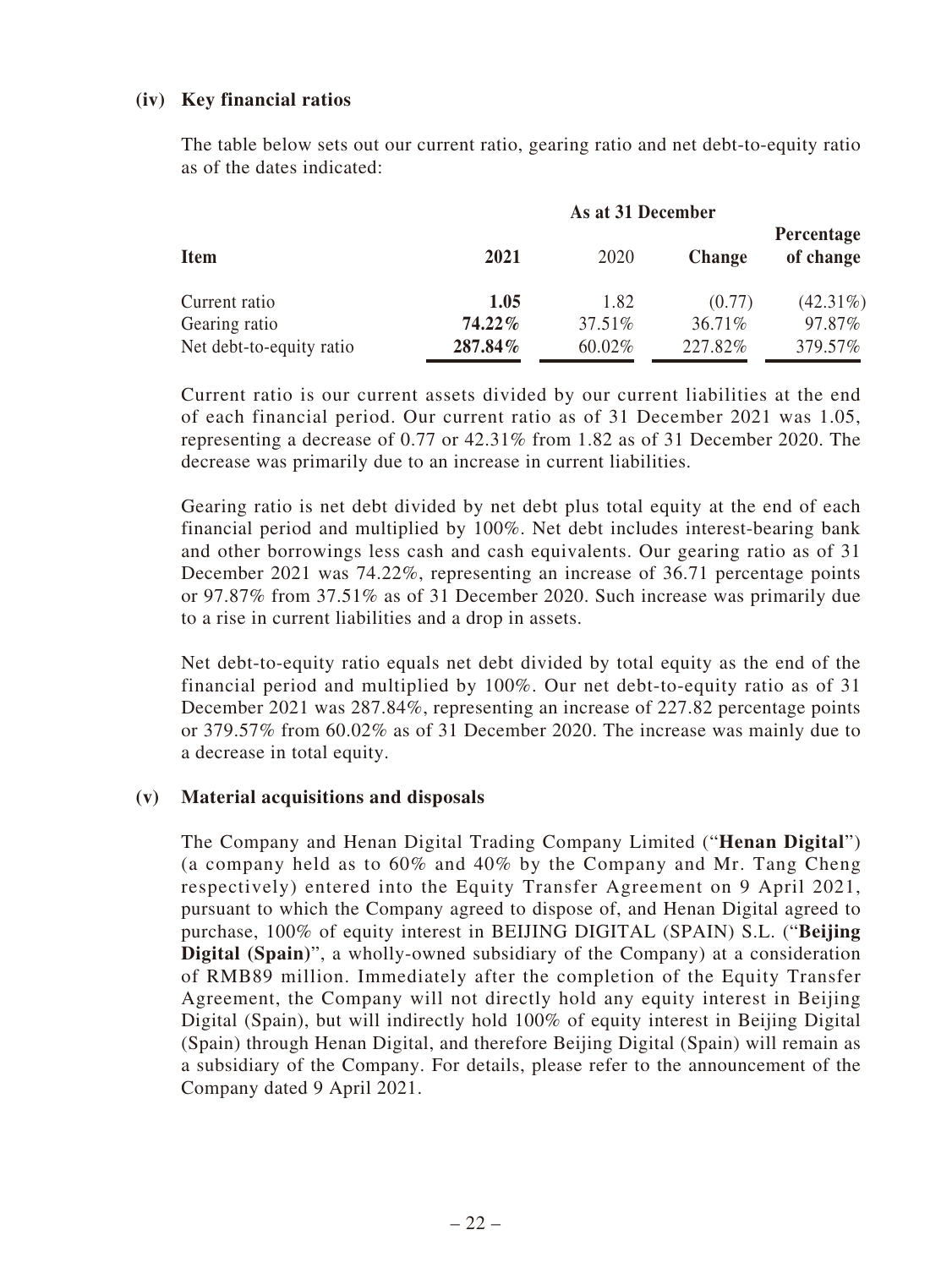### (iv) Key financial ratios

The table below sets out our current ratio, gearing ratio and net debt-to-equity ratio as of the dates indicated:

| | As at 31 December | | | |
|---|---|---|---|---|
| **Item** | **2021** | 2020 | **Change** | **Percentage of change** |
| Current ratio | **1.05** | 1.82 | (0.77) | (42.31%) |
| Gearing ratio | **74.22%** | 37.51% | 36.71% | 97.87% |
| Net debt-to-equity ratio | **287.84%** | 60.02% | 227.82% | 379.57% |

Current ratio is our current assets divided by our current liabilities at the end of each financial period. Our current ratio as of 31 December 2021 was 1.05, representing a decrease of 0.77 or 42.31% from 1.82 as of 31 December 2020. The decrease was primarily due to an increase in current liabilities.

Gearing ratio is net debt divided by net debt plus total equity at the end of each financial period and multiplied by 100%. Net debt includes interest-bearing bank and other borrowings less cash and cash equivalents. Our gearing ratio as of 31 December 2021 was 74.22%, representing an increase of 36.71 percentage points or 97.87% from 37.51% as of 31 December 2020. Such increase was primarily due to a rise in current liabilities and a drop in assets.

Net debt-to-equity ratio equals net debt divided by total equity as the end of the financial period and multiplied by 100%. Our net debt-to-equity ratio as of 31 December 2021 was 287.84%, representing an increase of 227.82 percentage points or 379.57% from 60.02% as of 31 December 2020. The increase was mainly due to a decrease in total equity.

### (v) Material acquisitions and disposals

The Company and Henan Digital Trading Company Limited ("**Henan Digital**") (a company held as to 60% and 40% by the Company and Mr. Tang Cheng respectively) entered into the Equity Transfer Agreement on 9 April 2021, pursuant to which the Company agreed to dispose of, and Henan Digital agreed to purchase, 100% of equity interest in BEIJING DIGITAL (SPAIN) S.L. ("**Beijing Digital (Spain)**", a wholly-owned subsidiary of the Company) at a consideration of RMB89 million. Immediately after the completion of the Equity Transfer Agreement, the Company will not directly hold any equity interest in Beijing Digital (Spain), but will indirectly hold 100% of equity interest in Beijing Digital (Spain) through Henan Digital, and therefore Beijing Digital (Spain) will remain as a subsidiary of the Company. For details, please refer to the announcement of the Company dated 9 April 2021.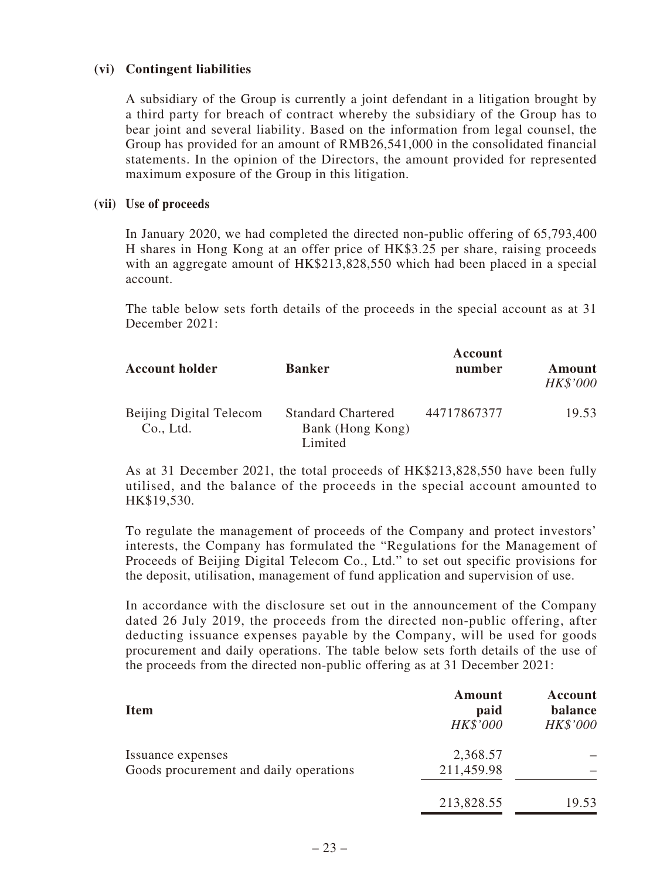**(vi) Contingent liabilities**

A subsidiary of the Group is currently a joint defendant in a litigation brought by a third party for breach of contract whereby the subsidiary of the Group has to bear joint and several liability. Based on the information from legal counsel, the Group has provided for an amount of RMB26,541,000 in the consolidated financial statements. In the opinion of the Directors, the amount provided for represented maximum exposure of the Group in this litigation.

**(vii) Use of proceeds**

In January 2020, we had completed the directed non-public offering of 65,793,400 H shares in Hong Kong at an offer price of HK$3.25 per share, raising proceeds with an aggregate amount of HK$213,828,550 which had been placed in a special account.

The table below sets forth details of the proceeds in the special account as at 31 December 2021:

| Account holder | Banker | Account number | Amount *HK$'000* |
|---|---|---|---|
| Beijing Digital Telecom Co., Ltd. | Standard Chartered Bank (Hong Kong) Limited | 44717867377 | 19.53 |

As at 31 December 2021, the total proceeds of HK$213,828,550 have been fully utilised, and the balance of the proceeds in the special account amounted to HK$19,530.

To regulate the management of proceeds of the Company and protect investors' interests, the Company has formulated the "Regulations for the Management of Proceeds of Beijing Digital Telecom Co., Ltd." to set out specific provisions for the deposit, utilisation, management of fund application and supervision of use.

In accordance with the disclosure set out in the announcement of the Company dated 26 July 2019, the proceeds from the directed non-public offering, after deducting issuance expenses payable by the Company, will be used for goods procurement and daily operations. The table below sets forth details of the use of the proceeds from the directed non-public offering as at 31 December 2021:

| Item | Amount paid *HK$'000* | Account balance *HK$'000* |
|---|---|---|
| Issuance expenses | 2,368.57 | – |
| Goods procurement and daily operations | 211,459.98 | – |
| | 213,828.55 | 19.53 |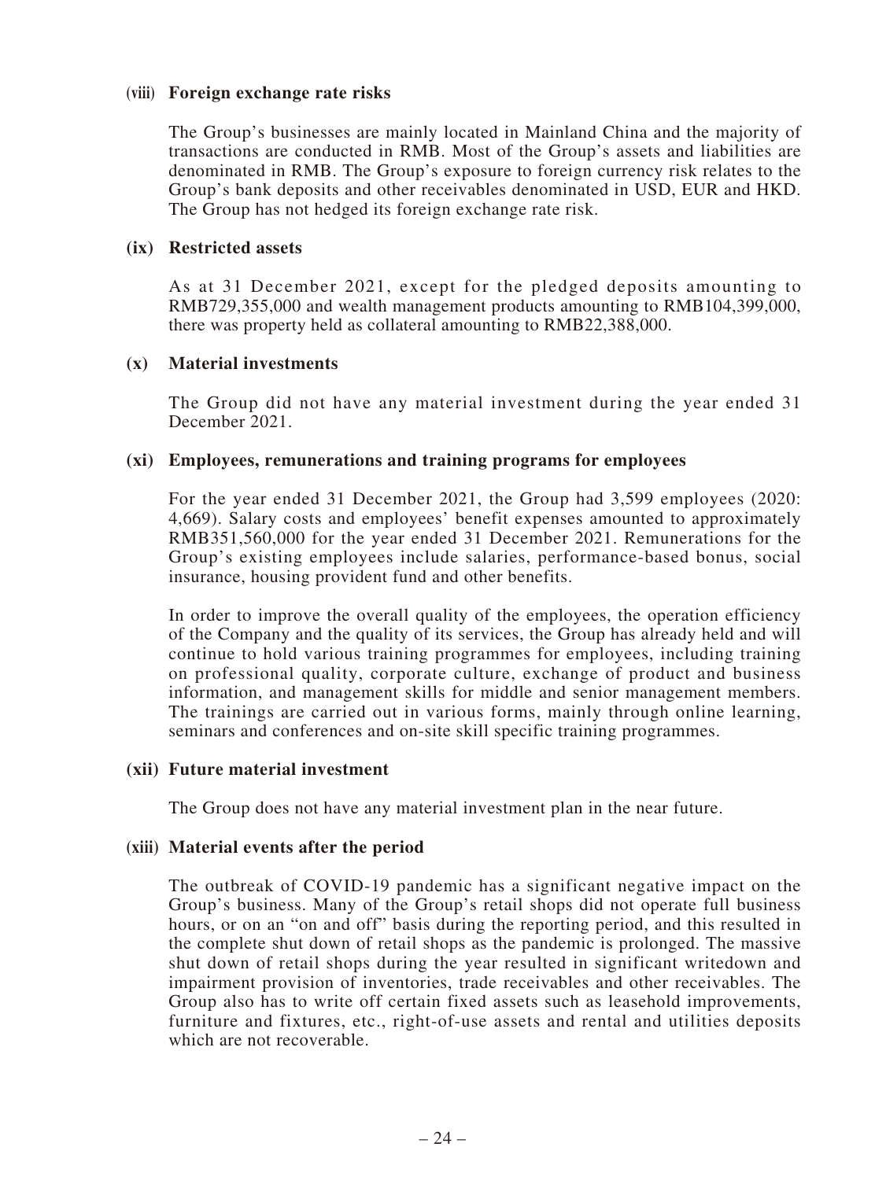### (viii) Foreign exchange rate risks

The Group's businesses are mainly located in Mainland China and the majority of transactions are conducted in RMB. Most of the Group's assets and liabilities are denominated in RMB. The Group's exposure to foreign currency risk relates to the Group's bank deposits and other receivables denominated in USD, EUR and HKD. The Group has not hedged its foreign exchange rate risk.

### (ix) Restricted assets

As at 31 December 2021, except for the pledged deposits amounting to RMB729,355,000 and wealth management products amounting to RMB104,399,000, there was property held as collateral amounting to RMB22,388,000.

### (x) Material investments

The Group did not have any material investment during the year ended 31 December 2021.

### (xi) Employees, remunerations and training programs for employees

For the year ended 31 December 2021, the Group had 3,599 employees (2020: 4,669). Salary costs and employees' benefit expenses amounted to approximately RMB351,560,000 for the year ended 31 December 2021. Remunerations for the Group's existing employees include salaries, performance-based bonus, social insurance, housing provident fund and other benefits.

In order to improve the overall quality of the employees, the operation efficiency of the Company and the quality of its services, the Group has already held and will continue to hold various training programmes for employees, including training on professional quality, corporate culture, exchange of product and business information, and management skills for middle and senior management members. The trainings are carried out in various forms, mainly through online learning, seminars and conferences and on-site skill specific training programmes.

### (xii) Future material investment

The Group does not have any material investment plan in the near future.

### (xiii) Material events after the period

The outbreak of COVID-19 pandemic has a significant negative impact on the Group's business. Many of the Group's retail shops did not operate full business hours, or on an "on and off" basis during the reporting period, and this resulted in the complete shut down of retail shops as the pandemic is prolonged. The massive shut down of retail shops during the year resulted in significant writedown and impairment provision of inventories, trade receivables and other receivables. The Group also has to write off certain fixed assets such as leasehold improvements, furniture and fixtures, etc., right-of-use assets and rental and utilities deposits which are not recoverable.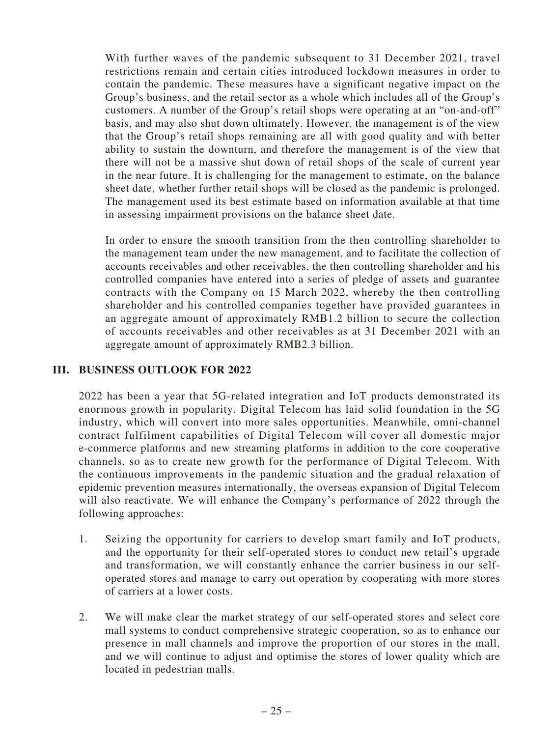With further waves of the pandemic subsequent to 31 December 2021, travel restrictions remain and certain cities introduced lockdown measures in order to contain the pandemic. These measures have a significant negative impact on the Group's business, and the retail sector as a whole which includes all of the Group's customers. A number of the Group's retail shops were operating at an "on-and-off" basis, and may also shut down ultimately. However, the management is of the view that the Group's retail shops remaining are all with good quality and with better ability to sustain the downturn, and therefore the management is of the view that there will not be a massive shut down of retail shops of the scale of current year in the near future. It is challenging for the management to estimate, on the balance sheet date, whether further retail shops will be closed as the pandemic is prolonged. The management used its best estimate based on information available at that time in assessing impairment provisions on the balance sheet date.

In order to ensure the smooth transition from the then controlling shareholder to the management team under the new management, and to facilitate the collection of accounts receivables and other receivables, the then controlling shareholder and his controlled companies have entered into a series of pledge of assets and guarantee contracts with the Company on 15 March 2022, whereby the then controlling shareholder and his controlled companies together have provided guarantees in an aggregate amount of approximately RMB1.2 billion to secure the collection of accounts receivables and other receivables as at 31 December 2021 with an aggregate amount of approximately RMB2.3 billion.

## III. BUSINESS OUTLOOK FOR 2022

2022 has been a year that 5G-related integration and IoT products demonstrated its enormous growth in popularity. Digital Telecom has laid solid foundation in the 5G industry, which will convert into more sales opportunities. Meanwhile, omni-channel contract fulfilment capabilities of Digital Telecom will cover all domestic major e-commerce platforms and new streaming platforms in addition to the core cooperative channels, so as to create new growth for the performance of Digital Telecom. With the continuous improvements in the pandemic situation and the gradual relaxation of epidemic prevention measures internationally, the overseas expansion of Digital Telecom will also reactivate. We will enhance the Company's performance of 2022 through the following approaches:

1. Seizing the opportunity for carriers to develop smart family and IoT products, and the opportunity for their self-operated stores to conduct new retail's upgrade and transformation, we will constantly enhance the carrier business in our self-operated stores and manage to carry out operation by cooperating with more stores of carriers at a lower costs.

2. We will make clear the market strategy of our self-operated stores and select core mall systems to conduct comprehensive strategic cooperation, so as to enhance our presence in mall channels and improve the proportion of our stores in the mall, and we will continue to adjust and optimise the stores of lower quality which are located in pedestrian malls.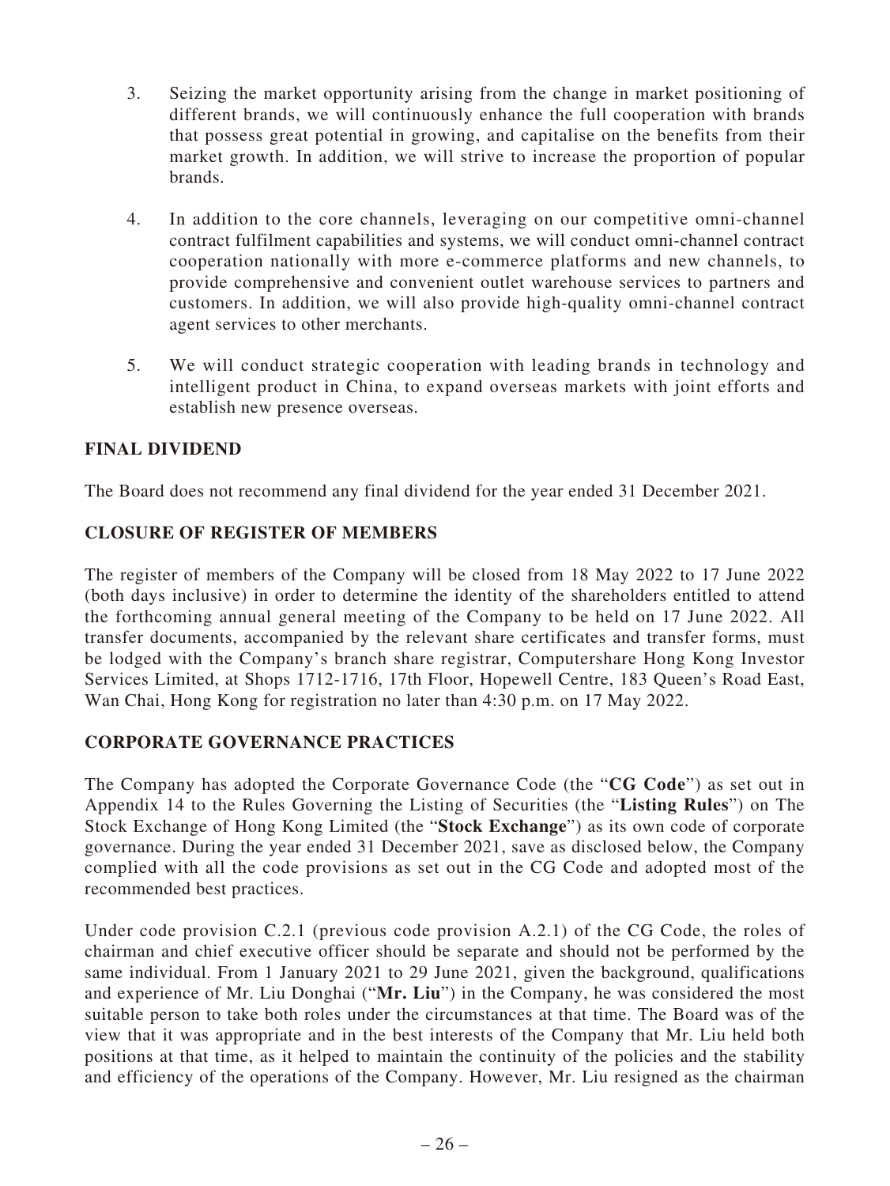3. Seizing the market opportunity arising from the change in market positioning of different brands, we will continuously enhance the full cooperation with brands that possess great potential in growing, and capitalise on the benefits from their market growth. In addition, we will strive to increase the proportion of popular brands.

4. In addition to the core channels, leveraging on our competitive omni-channel contract fulfilment capabilities and systems, we will conduct omni-channel contract cooperation nationally with more e-commerce platforms and new channels, to provide comprehensive and convenient outlet warehouse services to partners and customers. In addition, we will also provide high-quality omni-channel contract agent services to other merchants.

5. We will conduct strategic cooperation with leading brands in technology and intelligent product in China, to expand overseas markets with joint efforts and establish new presence overseas.

## FINAL DIVIDEND

The Board does not recommend any final dividend for the year ended 31 December 2021.

## CLOSURE OF REGISTER OF MEMBERS

The register of members of the Company will be closed from 18 May 2022 to 17 June 2022 (both days inclusive) in order to determine the identity of the shareholders entitled to attend the forthcoming annual general meeting of the Company to be held on 17 June 2022. All transfer documents, accompanied by the relevant share certificates and transfer forms, must be lodged with the Company's branch share registrar, Computershare Hong Kong Investor Services Limited, at Shops 1712-1716, 17th Floor, Hopewell Centre, 183 Queen's Road East, Wan Chai, Hong Kong for registration no later than 4:30 p.m. on 17 May 2022.

## CORPORATE GOVERNANCE PRACTICES

The Company has adopted the Corporate Governance Code (the "**CG Code**") as set out in Appendix 14 to the Rules Governing the Listing of Securities (the "**Listing Rules**") on The Stock Exchange of Hong Kong Limited (the "**Stock Exchange**") as its own code of corporate governance. During the year ended 31 December 2021, save as disclosed below, the Company complied with all the code provisions as set out in the CG Code and adopted most of the recommended best practices.

Under code provision C.2.1 (previous code provision A.2.1) of the CG Code, the roles of chairman and chief executive officer should be separate and should not be performed by the same individual. From 1 January 2021 to 29 June 2021, given the background, qualifications and experience of Mr. Liu Donghai ("**Mr. Liu**") in the Company, he was considered the most suitable person to take both roles under the circumstances at that time. The Board was of the view that it was appropriate and in the best interests of the Company that Mr. Liu held both positions at that time, as it helped to maintain the continuity of the policies and the stability and efficiency of the operations of the Company. However, Mr. Liu resigned as the chairman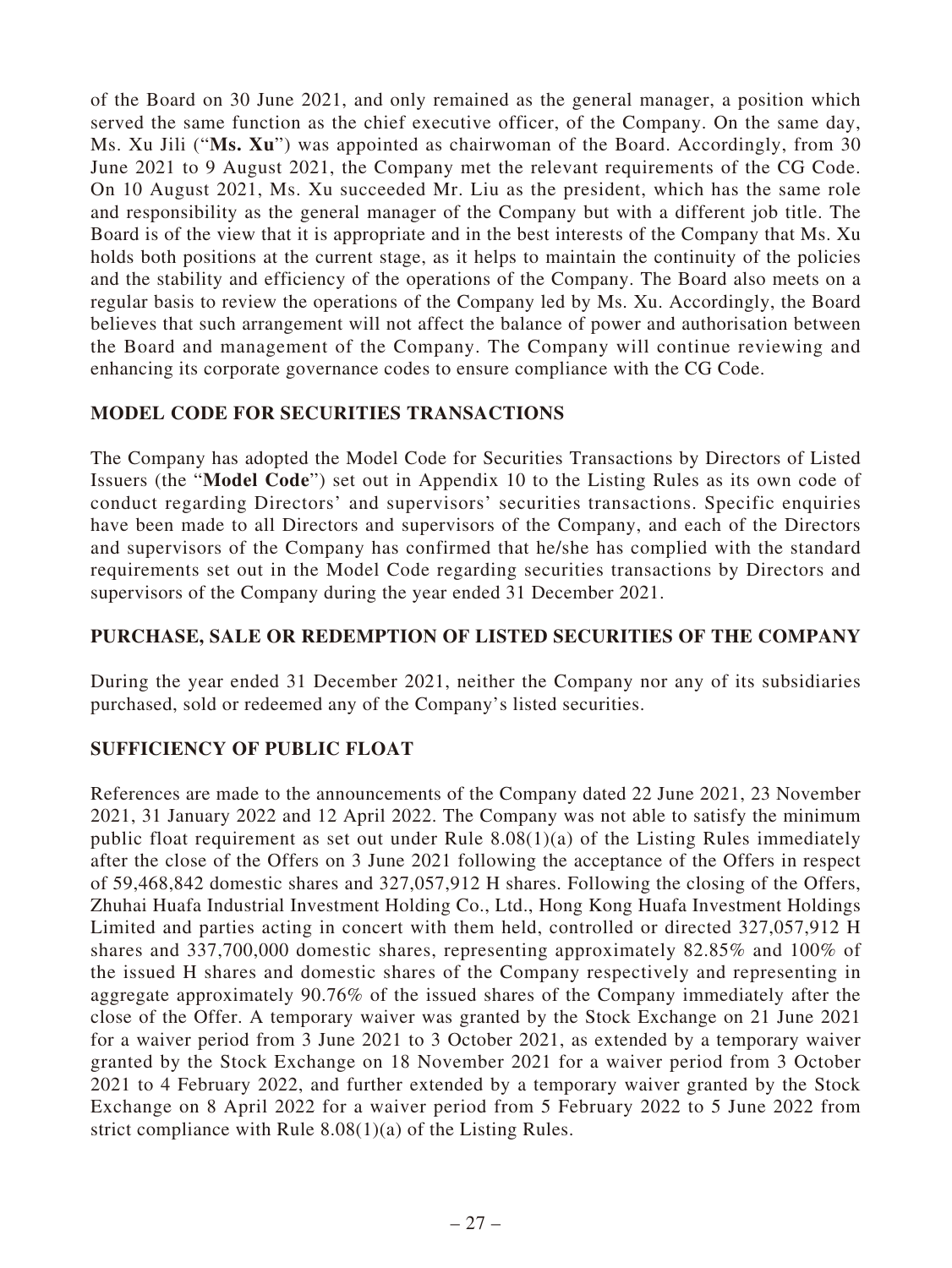of the Board on 30 June 2021, and only remained as the general manager, a position which served the same function as the chief executive officer, of the Company. On the same day, Ms. Xu Jili ("**Ms. Xu**") was appointed as chairwoman of the Board. Accordingly, from 30 June 2021 to 9 August 2021, the Company met the relevant requirements of the CG Code. On 10 August 2021, Ms. Xu succeeded Mr. Liu as the president, which has the same role and responsibility as the general manager of the Company but with a different job title. The Board is of the view that it is appropriate and in the best interests of the Company that Ms. Xu holds both positions at the current stage, as it helps to maintain the continuity of the policies and the stability and efficiency of the operations of the Company. The Board also meets on a regular basis to review the operations of the Company led by Ms. Xu. Accordingly, the Board believes that such arrangement will not affect the balance of power and authorisation between the Board and management of the Company. The Company will continue reviewing and enhancing its corporate governance codes to ensure compliance with the CG Code.

## MODEL CODE FOR SECURITIES TRANSACTIONS

The Company has adopted the Model Code for Securities Transactions by Directors of Listed Issuers (the "**Model Code**") set out in Appendix 10 to the Listing Rules as its own code of conduct regarding Directors' and supervisors' securities transactions. Specific enquiries have been made to all Directors and supervisors of the Company, and each of the Directors and supervisors of the Company has confirmed that he/she has complied with the standard requirements set out in the Model Code regarding securities transactions by Directors and supervisors of the Company during the year ended 31 December 2021.

## PURCHASE, SALE OR REDEMPTION OF LISTED SECURITIES OF THE COMPANY

During the year ended 31 December 2021, neither the Company nor any of its subsidiaries purchased, sold or redeemed any of the Company's listed securities.

## SUFFICIENCY OF PUBLIC FLOAT

References are made to the announcements of the Company dated 22 June 2021, 23 November 2021, 31 January 2022 and 12 April 2022. The Company was not able to satisfy the minimum public float requirement as set out under Rule 8.08(1)(a) of the Listing Rules immediately after the close of the Offers on 3 June 2021 following the acceptance of the Offers in respect of 59,468,842 domestic shares and 327,057,912 H shares. Following the closing of the Offers, Zhuhai Huafa Industrial Investment Holding Co., Ltd., Hong Kong Huafa Investment Holdings Limited and parties acting in concert with them held, controlled or directed 327,057,912 H shares and 337,700,000 domestic shares, representing approximately 82.85% and 100% of the issued H shares and domestic shares of the Company respectively and representing in aggregate approximately 90.76% of the issued shares of the Company immediately after the close of the Offer. A temporary waiver was granted by the Stock Exchange on 21 June 2021 for a waiver period from 3 June 2021 to 3 October 2021, as extended by a temporary waiver granted by the Stock Exchange on 18 November 2021 for a waiver period from 3 October 2021 to 4 February 2022, and further extended by a temporary waiver granted by the Stock Exchange on 8 April 2022 for a waiver period from 5 February 2022 to 5 June 2022 from strict compliance with Rule 8.08(1)(a) of the Listing Rules.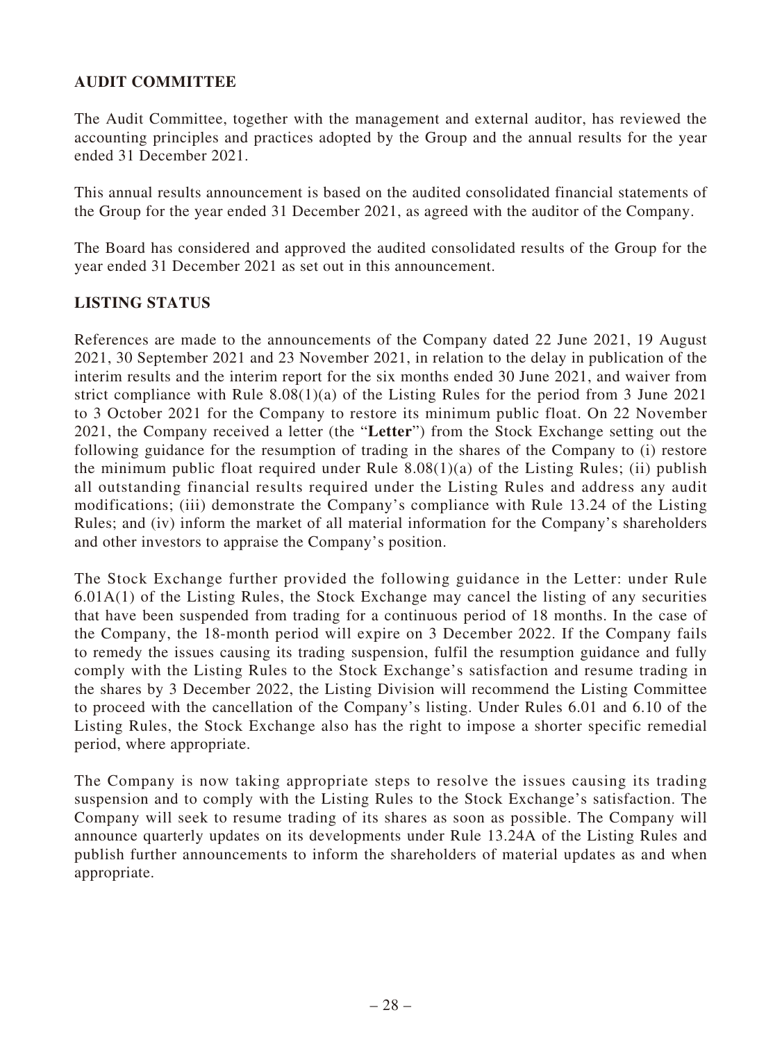## AUDIT COMMITTEE

The Audit Committee, together with the management and external auditor, has reviewed the accounting principles and practices adopted by the Group and the annual results for the year ended 31 December 2021.

This annual results announcement is based on the audited consolidated financial statements of the Group for the year ended 31 December 2021, as agreed with the auditor of the Company.

The Board has considered and approved the audited consolidated results of the Group for the year ended 31 December 2021 as set out in this announcement.

## LISTING STATUS

References are made to the announcements of the Company dated 22 June 2021, 19 August 2021, 30 September 2021 and 23 November 2021, in relation to the delay in publication of the interim results and the interim report for the six months ended 30 June 2021, and waiver from strict compliance with Rule 8.08(1)(a) of the Listing Rules for the period from 3 June 2021 to 3 October 2021 for the Company to restore its minimum public float. On 22 November 2021, the Company received a letter (the "**Letter**") from the Stock Exchange setting out the following guidance for the resumption of trading in the shares of the Company to (i) restore the minimum public float required under Rule 8.08(1)(a) of the Listing Rules; (ii) publish all outstanding financial results required under the Listing Rules and address any audit modifications; (iii) demonstrate the Company's compliance with Rule 13.24 of the Listing Rules; and (iv) inform the market of all material information for the Company's shareholders and other investors to appraise the Company's position.

The Stock Exchange further provided the following guidance in the Letter: under Rule 6.01A(1) of the Listing Rules, the Stock Exchange may cancel the listing of any securities that have been suspended from trading for a continuous period of 18 months. In the case of the Company, the 18-month period will expire on 3 December 2022. If the Company fails to remedy the issues causing its trading suspension, fulfil the resumption guidance and fully comply with the Listing Rules to the Stock Exchange's satisfaction and resume trading in the shares by 3 December 2022, the Listing Division will recommend the Listing Committee to proceed with the cancellation of the Company's listing. Under Rules 6.01 and 6.10 of the Listing Rules, the Stock Exchange also has the right to impose a shorter specific remedial period, where appropriate.

The Company is now taking appropriate steps to resolve the issues causing its trading suspension and to comply with the Listing Rules to the Stock Exchange's satisfaction. The Company will seek to resume trading of its shares as soon as possible. The Company will announce quarterly updates on its developments under Rule 13.24A of the Listing Rules and publish further announcements to inform the shareholders of material updates as and when appropriate.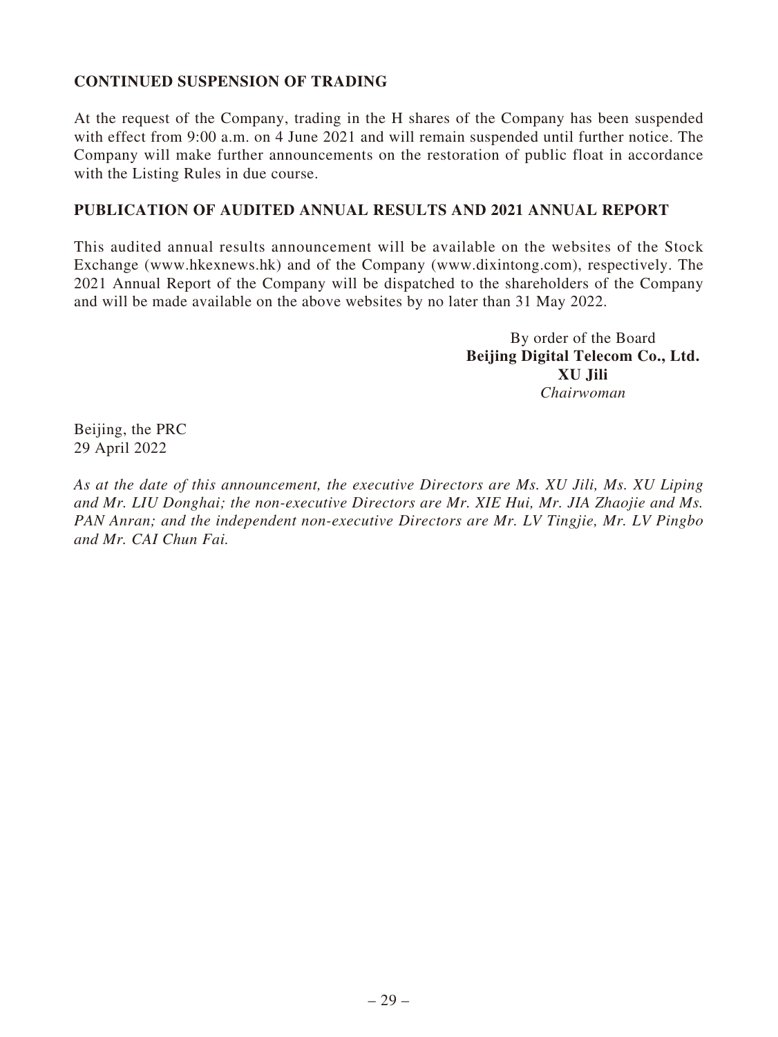**CONTINUED SUSPENSION OF TRADING**

At the request of the Company, trading in the H shares of the Company has been suspended with effect from 9:00 a.m. on 4 June 2021 and will remain suspended until further notice. The Company will make further announcements on the restoration of public float in accordance with the Listing Rules in due course.

**PUBLICATION OF AUDITED ANNUAL RESULTS AND 2021 ANNUAL REPORT**

This audited annual results announcement will be available on the websites of the Stock Exchange (www.hkexnews.hk) and of the Company (www.dixintong.com), respectively. The 2021 Annual Report of the Company will be dispatched to the shareholders of the Company and will be made available on the above websites by no later than 31 May 2022.

By order of the Board
**Beijing Digital Telecom Co., Ltd.**
**XU Jili**
*Chairwoman*

Beijing, the PRC
29 April 2022

*As at the date of this announcement, the executive Directors are Ms. XU Jili, Ms. XU Liping and Mr. LIU Donghai; the non-executive Directors are Mr. XIE Hui, Mr. JIA Zhaojie and Ms. PAN Anran; and the independent non-executive Directors are Mr. LV Tingjie, Mr. LV Pingbo and Mr. CAI Chun Fai.*